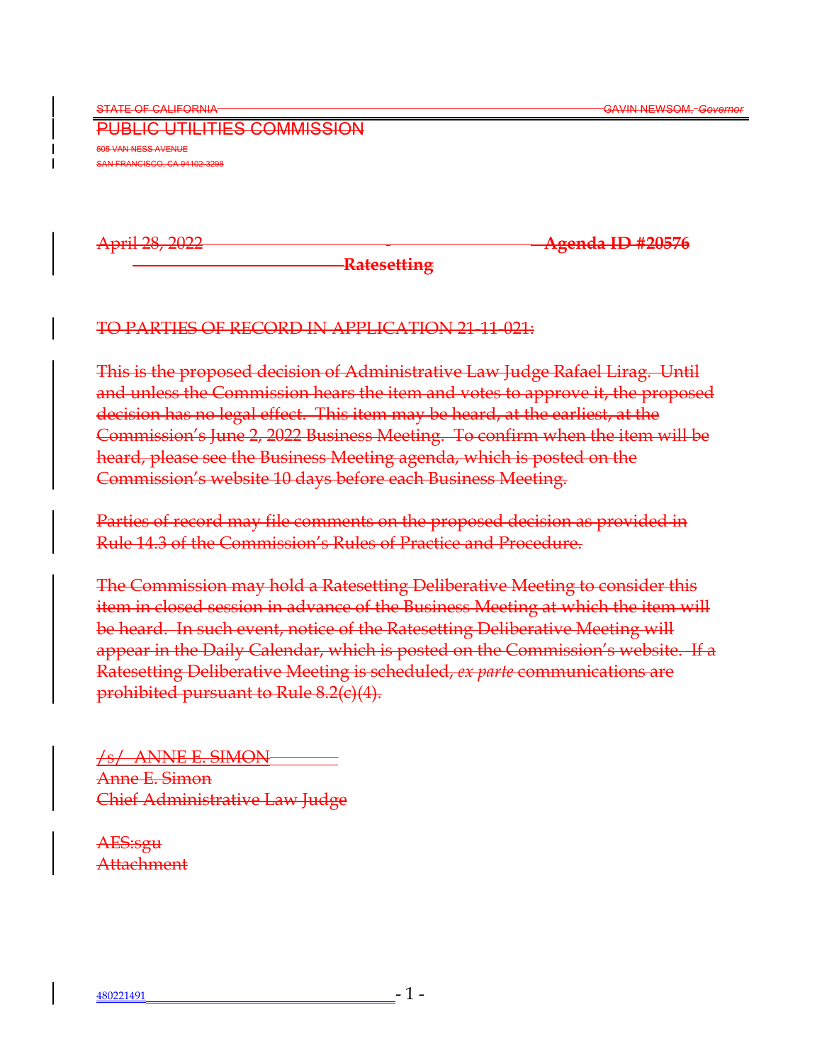STATE OF CALIFORNIA GAVIN NEWSOM, *Governor*

PUBLIC UTILITIES COMMISSION

505 VAN NESS AVENUE
SAN FRANCISCO, CA 94102-3298

April 28, 2022 **Agenda ID #20576**
**Ratesetting**

TO PARTIES OF RECORD IN APPLICATION 21-11-021:

This is the proposed decision of Administrative Law Judge Rafael Lirag. Until and unless the Commission hears the item and votes to approve it, the proposed decision has no legal effect. This item may be heard, at the earliest, at the Commission's June 2, 2022 Business Meeting. To confirm when the item will be heard, please see the Business Meeting agenda, which is posted on the Commission's website 10 days before each Business Meeting.

Parties of record may file comments on the proposed decision as provided in Rule 14.3 of the Commission's Rules of Practice and Procedure.

The Commission may hold a Ratesetting Deliberative Meeting to consider this item in closed session in advance of the Business Meeting at which the item will be heard. In such event, notice of the Ratesetting Deliberative Meeting will appear in the Daily Calendar, which is posted on the Commission's website. If a Ratesetting Deliberative Meeting is scheduled, *ex parte* communications are prohibited pursuant to Rule 8.2(c)(4).

/s/ ANNE E. SIMON
Anne E. Simon
Chief Administrative Law Judge

AES:sgu
Attachment

480221491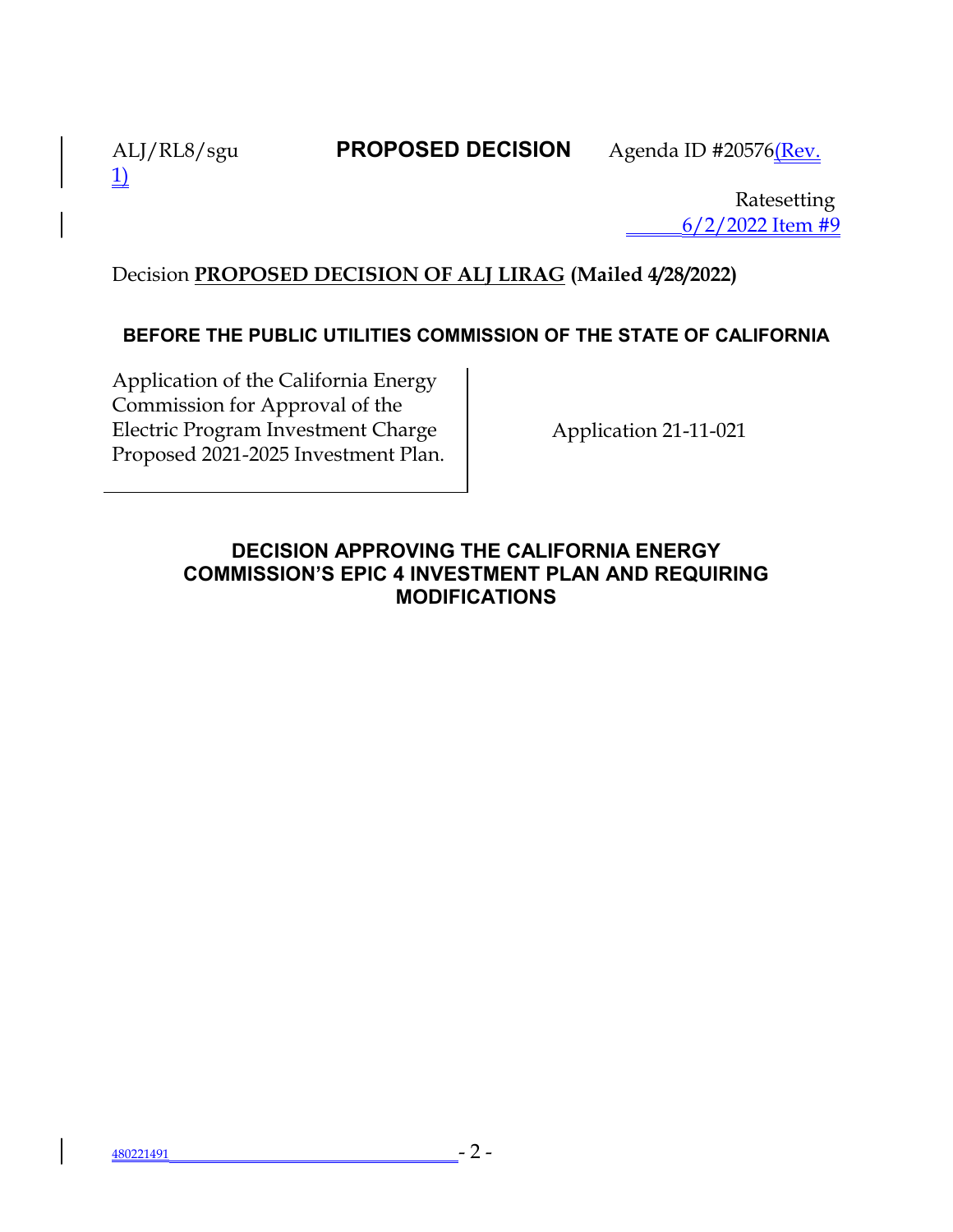ALJ/RL8/sgu **PROPOSED DECISION** Agenda ID #20576(Rev. 1)

Ratesetting
6/2/2022 Item #9

Decision **PROPOSED DECISION OF ALJ LIRAG (Mailed 4/28/2022)**

**BEFORE THE PUBLIC UTILITIES COMMISSION OF THE STATE OF CALIFORNIA**

| Application of the California Energy Commission for Approval of the Electric Program Investment Charge Proposed 2021-2025 Investment Plan. | Application 21-11-021 |
|---|---|

## DECISION APPROVING THE CALIFORNIA ENERGY COMMISSION'S EPIC 4 INVESTMENT PLAN AND REQUIRING MODIFICATIONS

480221491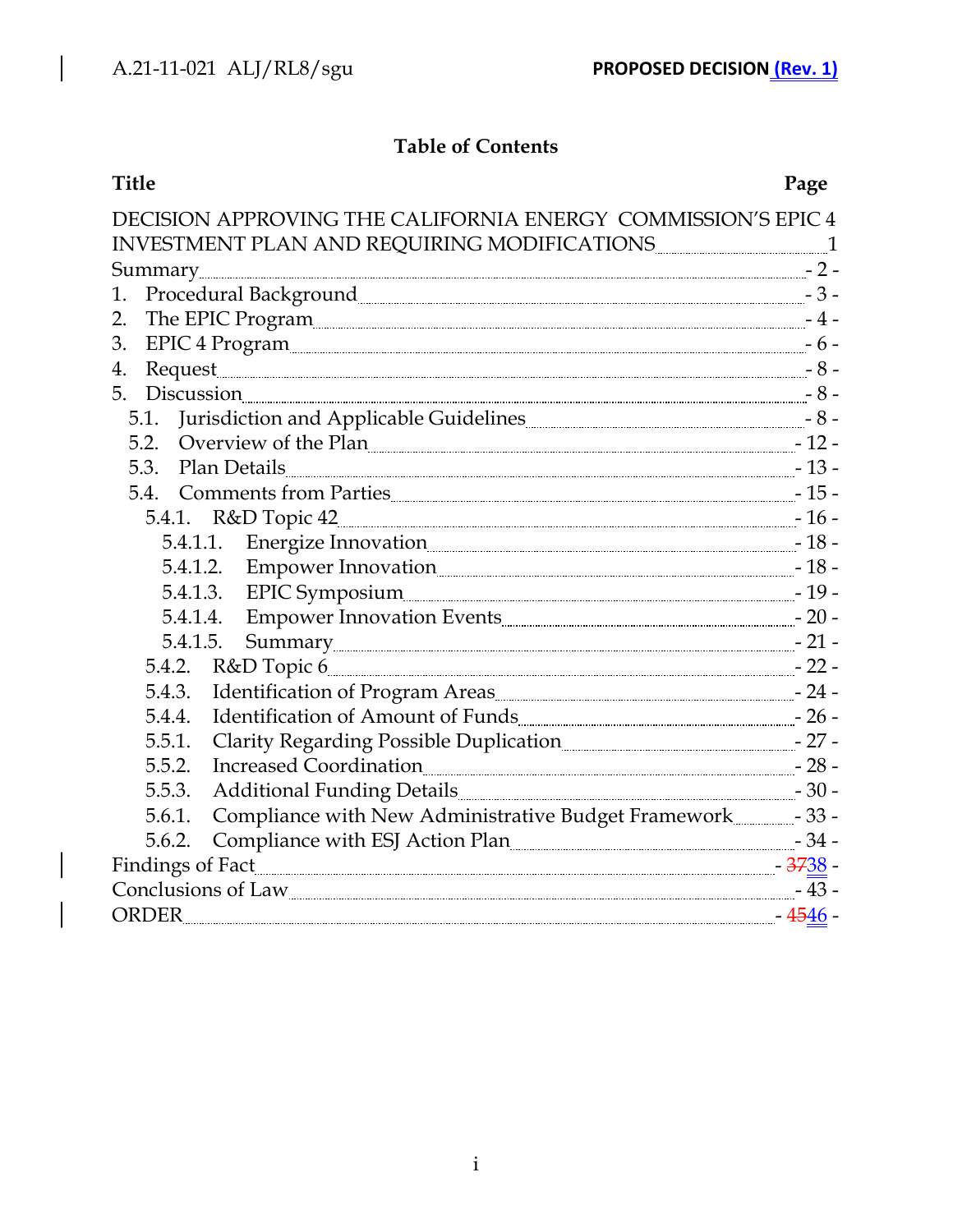## Table of Contents

| Title | Page |
|---|---|
| DECISION APPROVING THE CALIFORNIA ENERGY COMMISSION'S EPIC 4 INVESTMENT PLAN AND REQUIRING MODIFICATIONS | 1 |
| Summary | - 2 - |
| 1. Procedural Background | - 3 - |
| 2. The EPIC Program | - 4 - |
| 3. EPIC 4 Program | - 6 - |
| 4. Request | - 8 - |
| 5. Discussion | - 8 - |
| 5.1. Jurisdiction and Applicable Guidelines | - 8 - |
| 5.2. Overview of the Plan | - 12 - |
| 5.3. Plan Details | - 13 - |
| 5.4. Comments from Parties | - 15 - |
| 5.4.1. R&D Topic 42 | - 16 - |
| 5.4.1.1. Energize Innovation | - 18 - |
| 5.4.1.2. Empower Innovation | - 18 - |
| 5.4.1.3. EPIC Symposium | - 19 - |
| 5.4.1.4. Empower Innovation Events | - 20 - |
| 5.4.1.5. Summary | - 21 - |
| 5.4.2. R&D Topic 6 | - 22 - |
| 5.4.3. Identification of Program Areas | - 24 - |
| 5.4.4. Identification of Amount of Funds | - 26 - |
| 5.5.1. Clarity Regarding Possible Duplication | - 27 - |
| 5.5.2. Increased Coordination | - 28 - |
| 5.5.3. Additional Funding Details | - 30 - |
| 5.6.1. Compliance with New Administrative Budget Framework | - 33 - |
| 5.6.2. Compliance with ESJ Action Plan | - 34 - |
| Findings of Fact | - ~~37~~38 - |
| Conclusions of Law | - 43 - |
| ORDER | - ~~45~~46 - |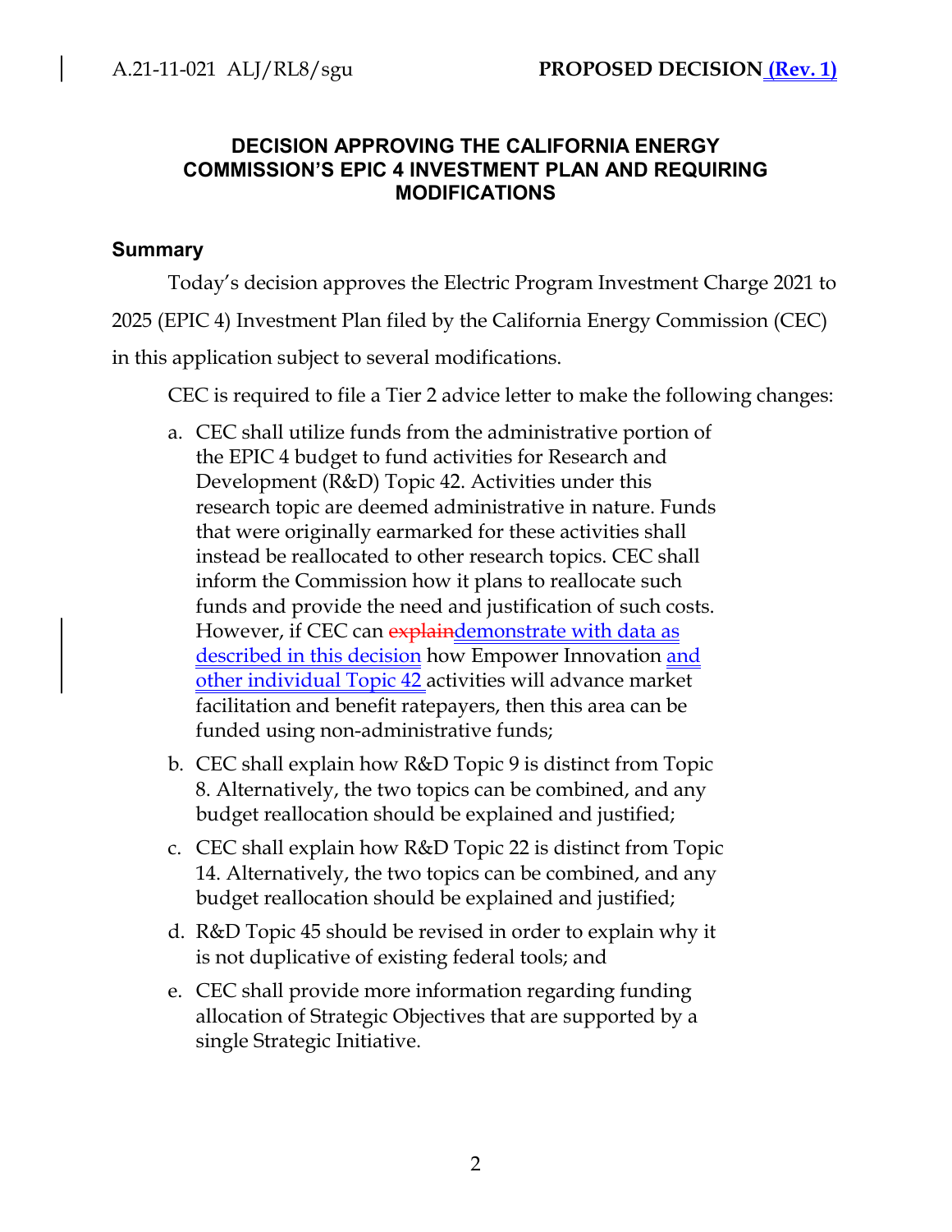## DECISION APPROVING THE CALIFORNIA ENERGY COMMISSION'S EPIC 4 INVESTMENT PLAN AND REQUIRING MODIFICATIONS

### Summary

Today's decision approves the Electric Program Investment Charge 2021 to 2025 (EPIC 4) Investment Plan filed by the California Energy Commission (CEC) in this application subject to several modifications.

CEC is required to file a Tier 2 advice letter to make the following changes:

a. CEC shall utilize funds from the administrative portion of the EPIC 4 budget to fund activities for Research and Development (R&D) Topic 42. Activities under this research topic are deemed administrative in nature. Funds that were originally earmarked for these activities shall instead be reallocated to other research topics. CEC shall inform the Commission how it plans to reallocate such funds and provide the need and justification of such costs. However, if CEC can ~~explain~~demonstrate with data as described in this decision how Empower Innovation and other individual Topic 42 activities will advance market facilitation and benefit ratepayers, then this area can be funded using non-administrative funds;

b. CEC shall explain how R&D Topic 9 is distinct from Topic 8. Alternatively, the two topics can be combined, and any budget reallocation should be explained and justified;

c. CEC shall explain how R&D Topic 22 is distinct from Topic 14. Alternatively, the two topics can be combined, and any budget reallocation should be explained and justified;

d. R&D Topic 45 should be revised in order to explain why it is not duplicative of existing federal tools; and

e. CEC shall provide more information regarding funding allocation of Strategic Objectives that are supported by a single Strategic Initiative.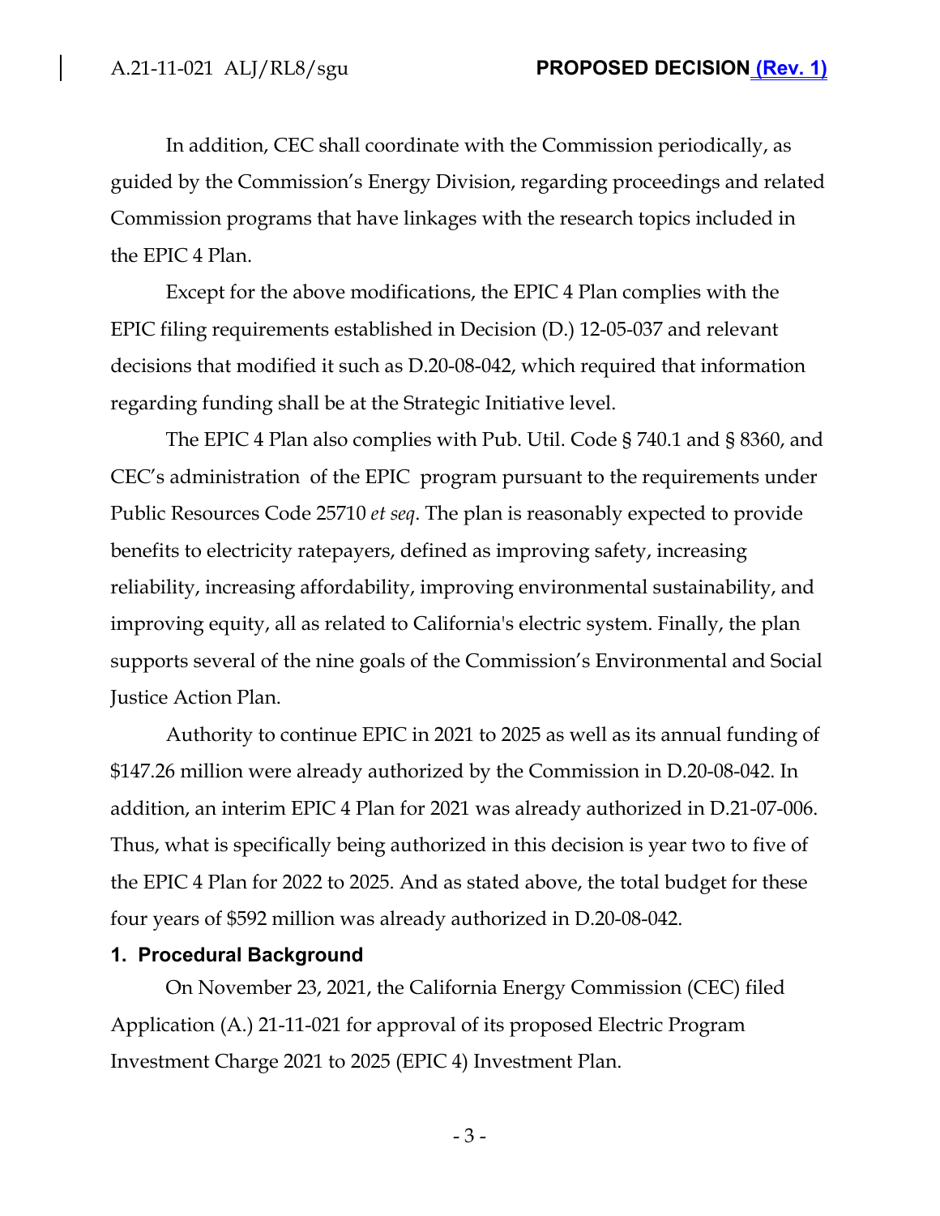In addition, CEC shall coordinate with the Commission periodically, as guided by the Commission's Energy Division, regarding proceedings and related Commission programs that have linkages with the research topics included in the EPIC 4 Plan.

Except for the above modifications, the EPIC 4 Plan complies with the EPIC filing requirements established in Decision (D.) 12-05-037 and relevant decisions that modified it such as D.20-08-042, which required that information regarding funding shall be at the Strategic Initiative level.

The EPIC 4 Plan also complies with Pub. Util. Code § 740.1 and § 8360, and CEC's administration of the EPIC program pursuant to the requirements under Public Resources Code 25710 *et seq*. The plan is reasonably expected to provide benefits to electricity ratepayers, defined as improving safety, increasing reliability, increasing affordability, improving environmental sustainability, and improving equity, all as related to California's electric system. Finally, the plan supports several of the nine goals of the Commission's Environmental and Social Justice Action Plan.

Authority to continue EPIC in 2021 to 2025 as well as its annual funding of $147.26 million were already authorized by the Commission in D.20-08-042. In addition, an interim EPIC 4 Plan for 2021 was already authorized in D.21-07-006. Thus, what is specifically being authorized in this decision is year two to five of the EPIC 4 Plan for 2022 to 2025. And as stated above, the total budget for these four years of $592 million was already authorized in D.20-08-042.

## 1. Procedural Background

On November 23, 2021, the California Energy Commission (CEC) filed Application (A.) 21-11-021 for approval of its proposed Electric Program Investment Charge 2021 to 2025 (EPIC 4) Investment Plan.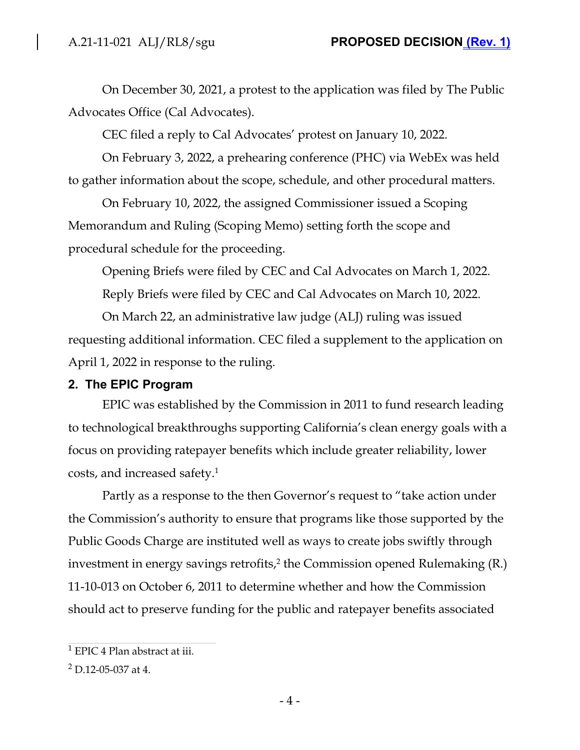On December 30, 2021, a protest to the application was filed by The Public Advocates Office (Cal Advocates).

CEC filed a reply to Cal Advocates' protest on January 10, 2022.

On February 3, 2022, a prehearing conference (PHC) via WebEx was held to gather information about the scope, schedule, and other procedural matters.

On February 10, 2022, the assigned Commissioner issued a Scoping Memorandum and Ruling (Scoping Memo) setting forth the scope and procedural schedule for the proceeding.

Opening Briefs were filed by CEC and Cal Advocates on March 1, 2022.

Reply Briefs were filed by CEC and Cal Advocates on March 10, 2022.

On March 22, an administrative law judge (ALJ) ruling was issued requesting additional information. CEC filed a supplement to the application on April 1, 2022 in response to the ruling.

## 2. The EPIC Program

EPIC was established by the Commission in 2011 to fund research leading to technological breakthroughs supporting California's clean energy goals with a focus on providing ratepayer benefits which include greater reliability, lower costs, and increased safety.[1]

Partly as a response to the then Governor's request to "take action under the Commission's authority to ensure that programs like those supported by the Public Goods Charge are instituted well as ways to create jobs swiftly through investment in energy savings retrofits,[2] the Commission opened Rulemaking (R.) 11-10-013 on October 6, 2011 to determine whether and how the Commission should act to preserve funding for the public and ratepayer benefits associated

[1] EPIC 4 Plan abstract at iii.

[2] D.12-05-037 at 4.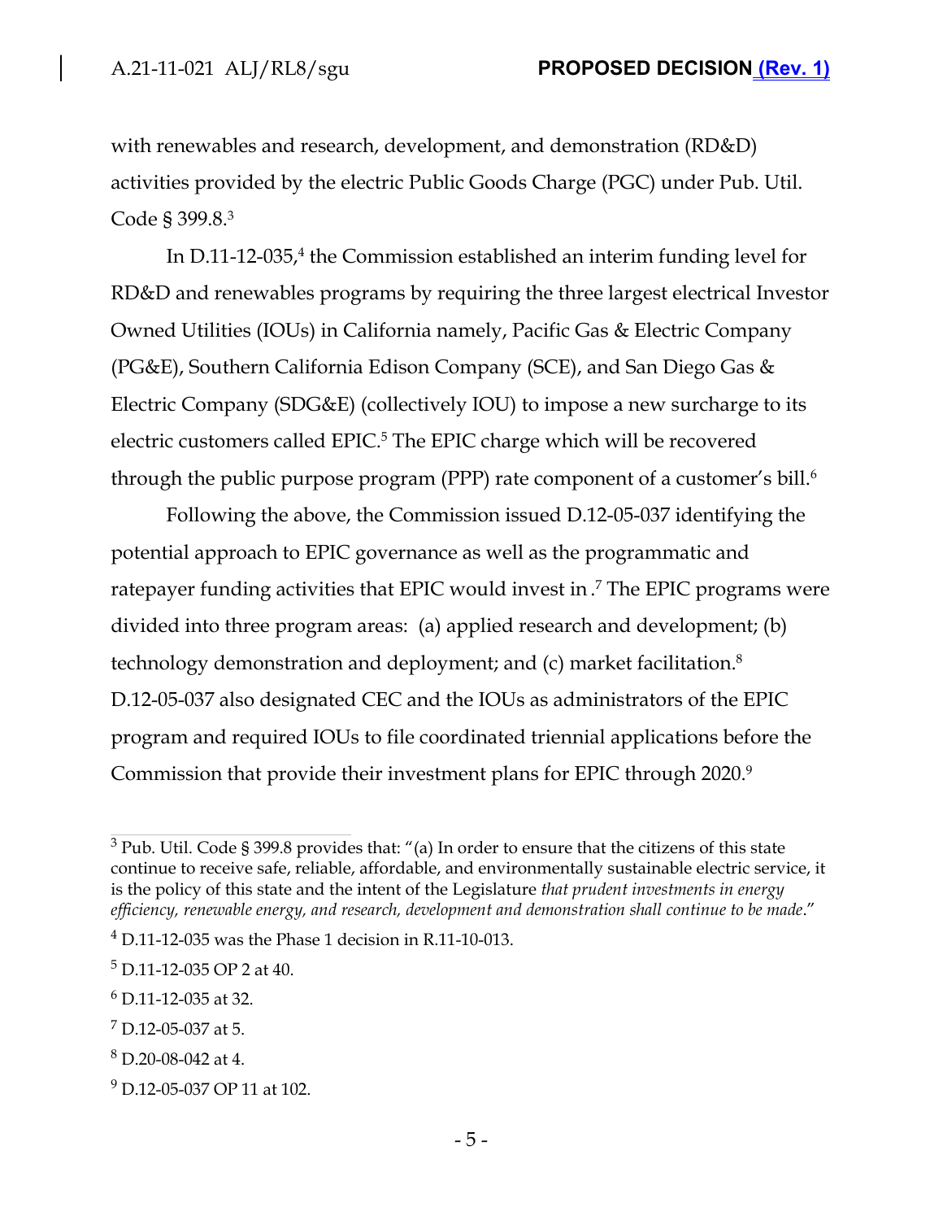with renewables and research, development, and demonstration (RD&D) activities provided by the electric Public Goods Charge (PGC) under Pub. Util. Code § 399.8.[3]

In D.11-12-035,[4] the Commission established an interim funding level for RD&D and renewables programs by requiring the three largest electrical Investor Owned Utilities (IOUs) in California namely, Pacific Gas & Electric Company (PG&E), Southern California Edison Company (SCE), and San Diego Gas & Electric Company (SDG&E) (collectively IOU) to impose a new surcharge to its electric customers called EPIC.[5] The EPIC charge which will be recovered through the public purpose program (PPP) rate component of a customer's bill.[6]

Following the above, the Commission issued D.12-05-037 identifying the potential approach to EPIC governance as well as the programmatic and ratepayer funding activities that EPIC would invest in .[7] The EPIC programs were divided into three program areas: (a) applied research and development; (b) technology demonstration and deployment; and (c) market facilitation.[8] D.12-05-037 also designated CEC and the IOUs as administrators of the EPIC program and required IOUs to file coordinated triennial applications before the Commission that provide their investment plans for EPIC through 2020.[9]

---

[3] Pub. Util. Code § 399.8 provides that: "(a) In order to ensure that the citizens of this state continue to receive safe, reliable, affordable, and environmentally sustainable electric service, it is the policy of this state and the intent of the Legislature *that prudent investments in energy efficiency, renewable energy, and research, development and demonstration shall continue to be made*."

[4] D.11-12-035 was the Phase 1 decision in R.11-10-013.

[5] D.11-12-035 OP 2 at 40.

[6] D.11-12-035 at 32.

[7] D.12-05-037 at 5.

[8] D.20-08-042 at 4.

[9] D.12-05-037 OP 11 at 102.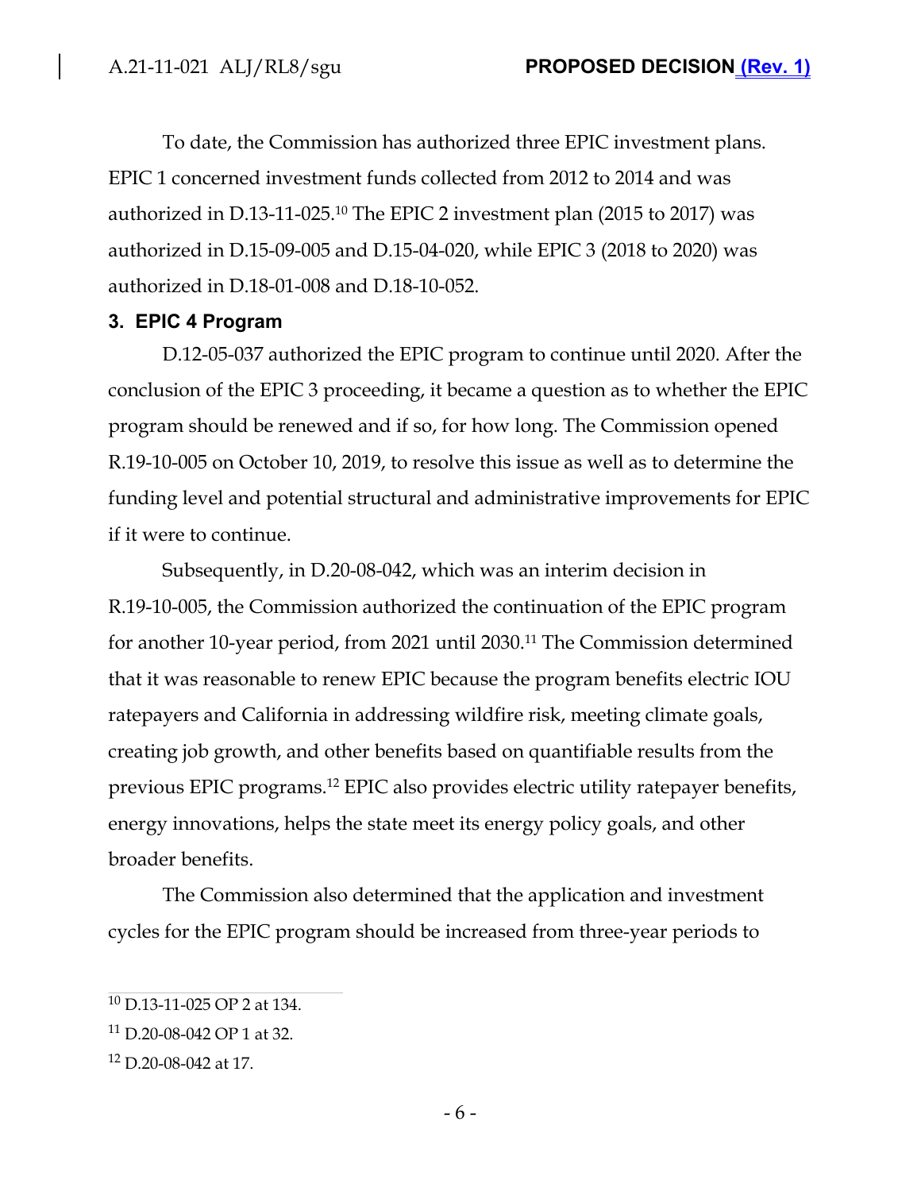To date, the Commission has authorized three EPIC investment plans. EPIC 1 concerned investment funds collected from 2012 to 2014 and was authorized in D.13-11-025.[10] The EPIC 2 investment plan (2015 to 2017) was authorized in D.15-09-005 and D.15-04-020, while EPIC 3 (2018 to 2020) was authorized in D.18-01-008 and D.18-10-052.

### 3. EPIC 4 Program

D.12-05-037 authorized the EPIC program to continue until 2020. After the conclusion of the EPIC 3 proceeding, it became a question as to whether the EPIC program should be renewed and if so, for how long. The Commission opened R.19-10-005 on October 10, 2019, to resolve this issue as well as to determine the funding level and potential structural and administrative improvements for EPIC if it were to continue.

Subsequently, in D.20-08-042, which was an interim decision in R.19-10-005, the Commission authorized the continuation of the EPIC program for another 10-year period, from 2021 until 2030.[11] The Commission determined that it was reasonable to renew EPIC because the program benefits electric IOU ratepayers and California in addressing wildfire risk, meeting climate goals, creating job growth, and other benefits based on quantifiable results from the previous EPIC programs.[12] EPIC also provides electric utility ratepayer benefits, energy innovations, helps the state meet its energy policy goals, and other broader benefits.

The Commission also determined that the application and investment cycles for the EPIC program should be increased from three-year periods to

---

[10] D.13-11-025 OP 2 at 134.

[11] D.20-08-042 OP 1 at 32.

[12] D.20-08-042 at 17.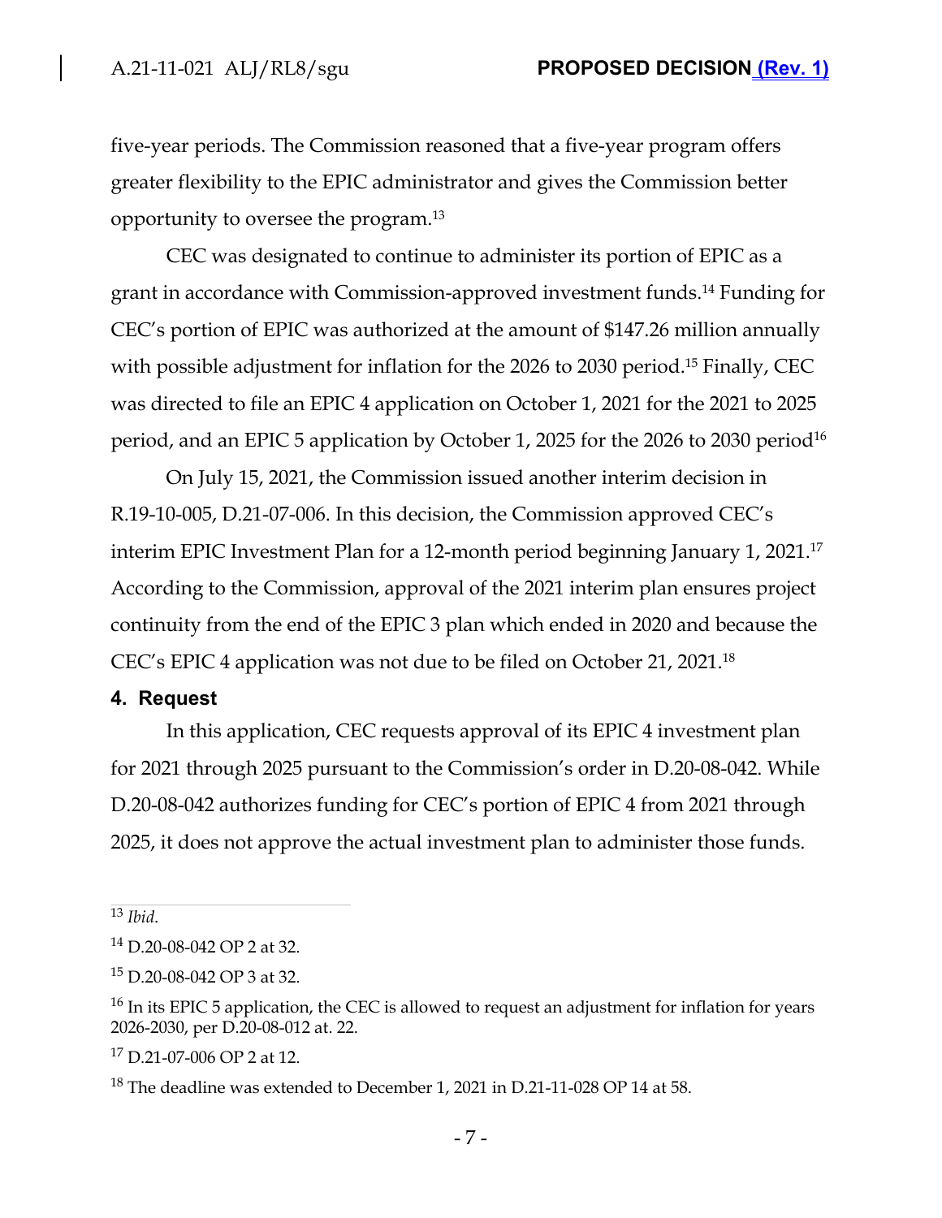five-year periods. The Commission reasoned that a five-year program offers greater flexibility to the EPIC administrator and gives the Commission better opportunity to oversee the program.[13]

CEC was designated to continue to administer its portion of EPIC as a grant in accordance with Commission-approved investment funds.[14] Funding for CEC's portion of EPIC was authorized at the amount of $147.26 million annually with possible adjustment for inflation for the 2026 to 2030 period.[15] Finally, CEC was directed to file an EPIC 4 application on October 1, 2021 for the 2021 to 2025 period, and an EPIC 5 application by October 1, 2025 for the 2026 to 2030 period[16]

On July 15, 2021, the Commission issued another interim decision in R.19-10-005, D.21-07-006. In this decision, the Commission approved CEC's interim EPIC Investment Plan for a 12-month period beginning January 1, 2021.[17] According to the Commission, approval of the 2021 interim plan ensures project continuity from the end of the EPIC 3 plan which ended in 2020 and because the CEC's EPIC 4 application was not due to be filed on October 21, 2021.[18]

## 4. Request

In this application, CEC requests approval of its EPIC 4 investment plan for 2021 through 2025 pursuant to the Commission's order in D.20-08-042. While D.20-08-042 authorizes funding for CEC's portion of EPIC 4 from 2021 through 2025, it does not approve the actual investment plan to administer those funds.

---

[13] *Ibid*.

[14] D.20-08-042 OP 2 at 32.

[15] D.20-08-042 OP 3 at 32.

[16] In its EPIC 5 application, the CEC is allowed to request an adjustment for inflation for years 2026-2030, per D.20-08-012 at. 22.

[17] D.21-07-006 OP 2 at 12.

[18] The deadline was extended to December 1, 2021 in D.21-11-028 OP 14 at 58.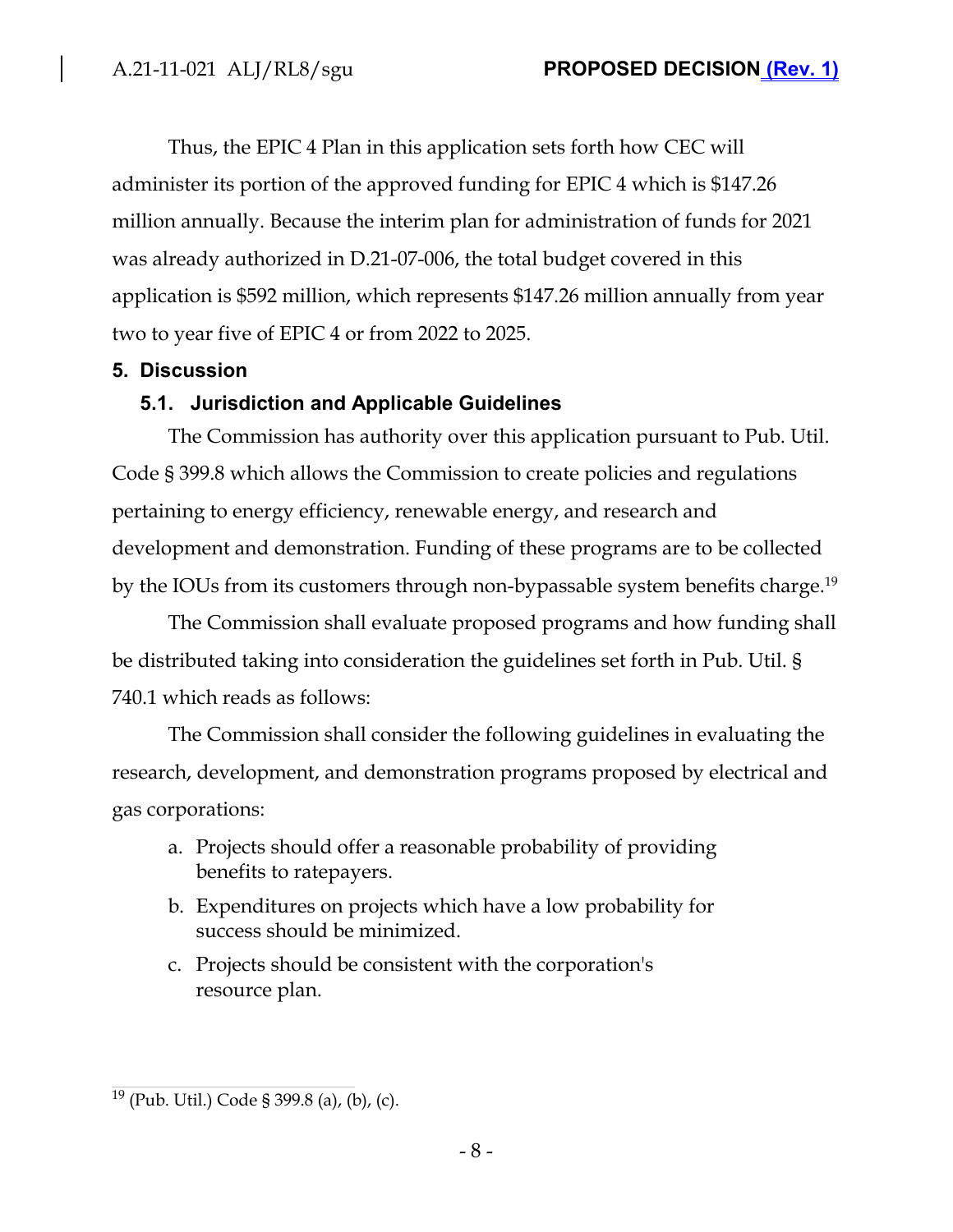Thus, the EPIC 4 Plan in this application sets forth how CEC will administer its portion of the approved funding for EPIC 4 which is $147.26 million annually. Because the interim plan for administration of funds for 2021 was already authorized in D.21-07-006, the total budget covered in this application is $592 million, which represents $147.26 million annually from year two to year five of EPIC 4 or from 2022 to 2025.

## 5. Discussion

### 5.1. Jurisdiction and Applicable Guidelines

The Commission has authority over this application pursuant to Pub. Util. Code § 399.8 which allows the Commission to create policies and regulations pertaining to energy efficiency, renewable energy, and research and development and demonstration. Funding of these programs are to be collected by the IOUs from its customers through non-bypassable system benefits charge.[19]

The Commission shall evaluate proposed programs and how funding shall be distributed taking into consideration the guidelines set forth in Pub. Util. § 740.1 which reads as follows:

The Commission shall consider the following guidelines in evaluating the research, development, and demonstration programs proposed by electrical and gas corporations:

a. Projects should offer a reasonable probability of providing benefits to ratepayers.

b. Expenditures on projects which have a low probability for success should be minimized.

c. Projects should be consistent with the corporation's resource plan.

---

[19] (Pub. Util.) Code § 399.8 (a), (b), (c).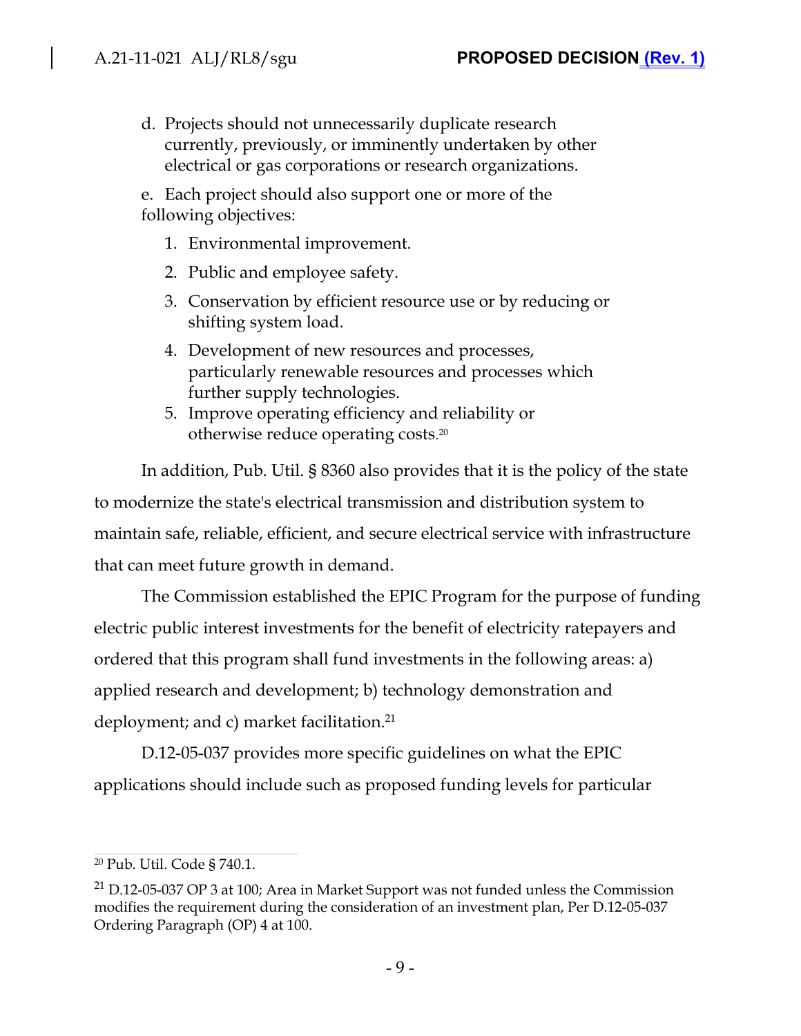d. Projects should not unnecessarily duplicate research currently, previously, or imminently undertaken by other electrical or gas corporations or research organizations.

e. Each project should also support one or more of the following objectives:

1. Environmental improvement.
2. Public and employee safety.
3. Conservation by efficient resource use or by reducing or shifting system load.
4. Development of new resources and processes, particularly renewable resources and processes which further supply technologies.
5. Improve operating efficiency and reliability or otherwise reduce operating costs.[20]

In addition, Pub. Util. § 8360 also provides that it is the policy of the state to modernize the state's electrical transmission and distribution system to maintain safe, reliable, efficient, and secure electrical service with infrastructure that can meet future growth in demand.

The Commission established the EPIC Program for the purpose of funding electric public interest investments for the benefit of electricity ratepayers and ordered that this program shall fund investments in the following areas: a) applied research and development; b) technology demonstration and deployment; and c) market facilitation.[21]

D.12-05-037 provides more specific guidelines on what the EPIC applications should include such as proposed funding levels for particular

---

[20] Pub. Util. Code § 740.1.

[21] D.12-05-037 OP 3 at 100; Area in Market Support was not funded unless the Commission modifies the requirement during the consideration of an investment plan, Per D.12-05-037 Ordering Paragraph (OP) 4 at 100.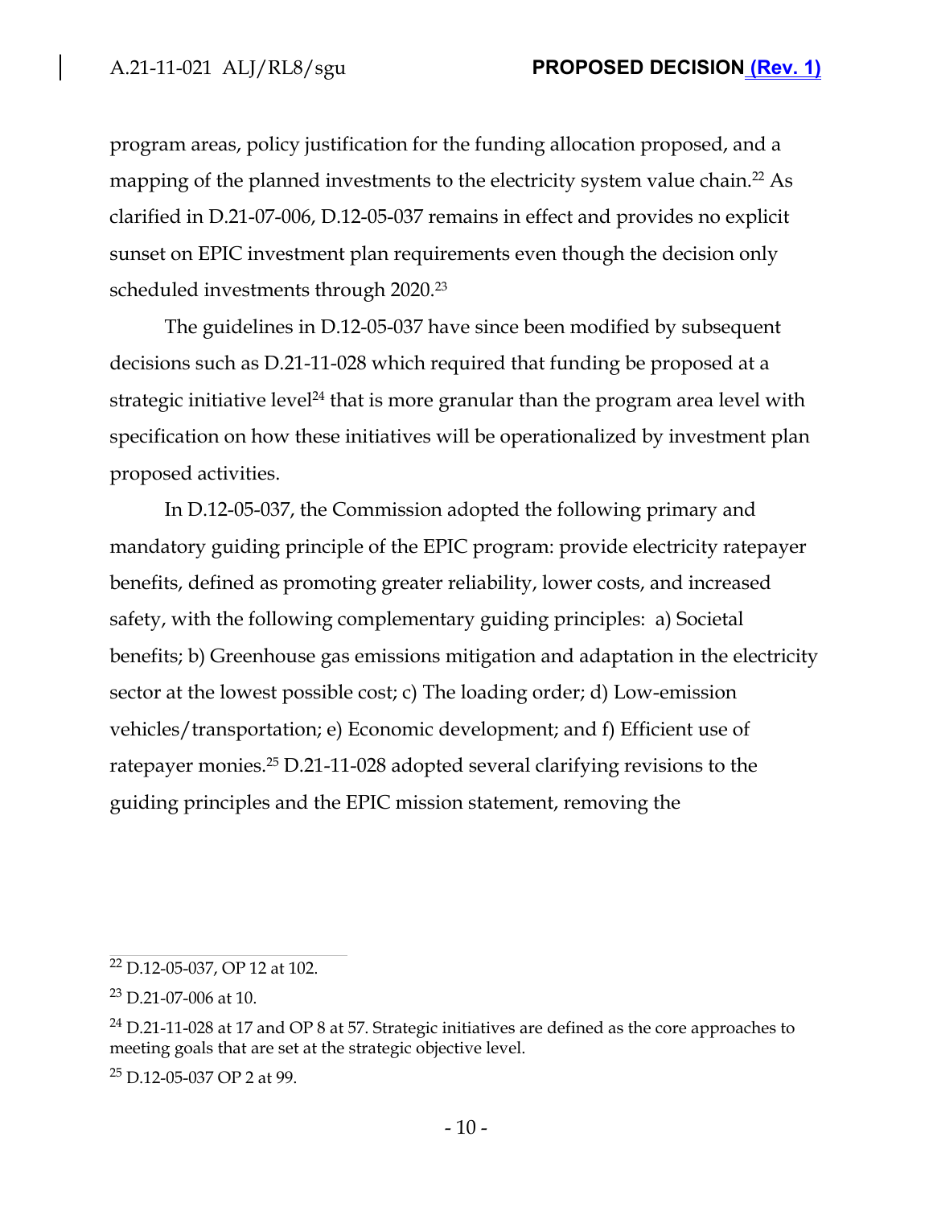program areas, policy justification for the funding allocation proposed, and a mapping of the planned investments to the electricity system value chain.[22] As clarified in D.21-07-006, D.12-05-037 remains in effect and provides no explicit sunset on EPIC investment plan requirements even though the decision only scheduled investments through 2020.[23]

The guidelines in D.12-05-037 have since been modified by subsequent decisions such as D.21-11-028 which required that funding be proposed at a strategic initiative level[24] that is more granular than the program area level with specification on how these initiatives will be operationalized by investment plan proposed activities.

In D.12-05-037, the Commission adopted the following primary and mandatory guiding principle of the EPIC program: provide electricity ratepayer benefits, defined as promoting greater reliability, lower costs, and increased safety, with the following complementary guiding principles: a) Societal benefits; b) Greenhouse gas emissions mitigation and adaptation in the electricity sector at the lowest possible cost; c) The loading order; d) Low-emission vehicles/transportation; e) Economic development; and f) Efficient use of ratepayer monies.[25] D.21-11-028 adopted several clarifying revisions to the guiding principles and the EPIC mission statement, removing the

---

[22] D.12-05-037, OP 12 at 102.

[23] D.21-07-006 at 10.

[24] D.21-11-028 at 17 and OP 8 at 57. Strategic initiatives are defined as the core approaches to meeting goals that are set at the strategic objective level.

[25] D.12-05-037 OP 2 at 99.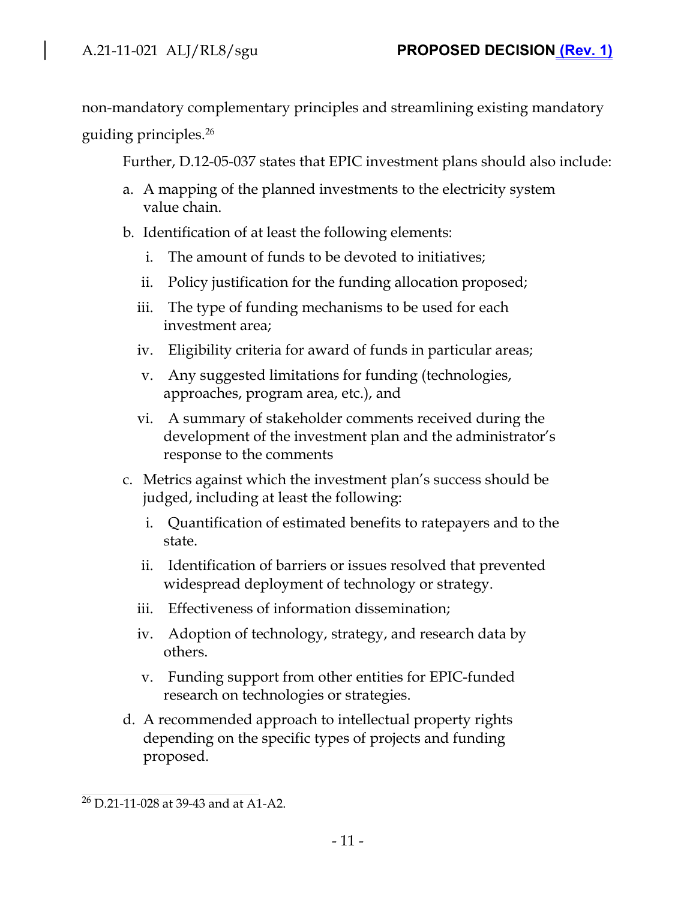non-mandatory complementary principles and streamlining existing mandatory guiding principles.[26]

Further, D.12-05-037 states that EPIC investment plans should also include:

a. A mapping of the planned investments to the electricity system value chain.

b. Identification of at least the following elements:

   i. The amount of funds to be devoted to initiatives;

   ii. Policy justification for the funding allocation proposed;

   iii. The type of funding mechanisms to be used for each investment area;

   iv. Eligibility criteria for award of funds in particular areas;

   v. Any suggested limitations for funding (technologies, approaches, program area, etc.), and

   vi. A summary of stakeholder comments received during the development of the investment plan and the administrator's response to the comments

c. Metrics against which the investment plan's success should be judged, including at least the following:

   i. Quantification of estimated benefits to ratepayers and to the state.

   ii. Identification of barriers or issues resolved that prevented widespread deployment of technology or strategy.

   iii. Effectiveness of information dissemination;

   iv. Adoption of technology, strategy, and research data by others.

   v. Funding support from other entities for EPIC-funded research on technologies or strategies.

d. A recommended approach to intellectual property rights depending on the specific types of projects and funding proposed.

---

[26] D.21-11-028 at 39-43 and at A1-A2.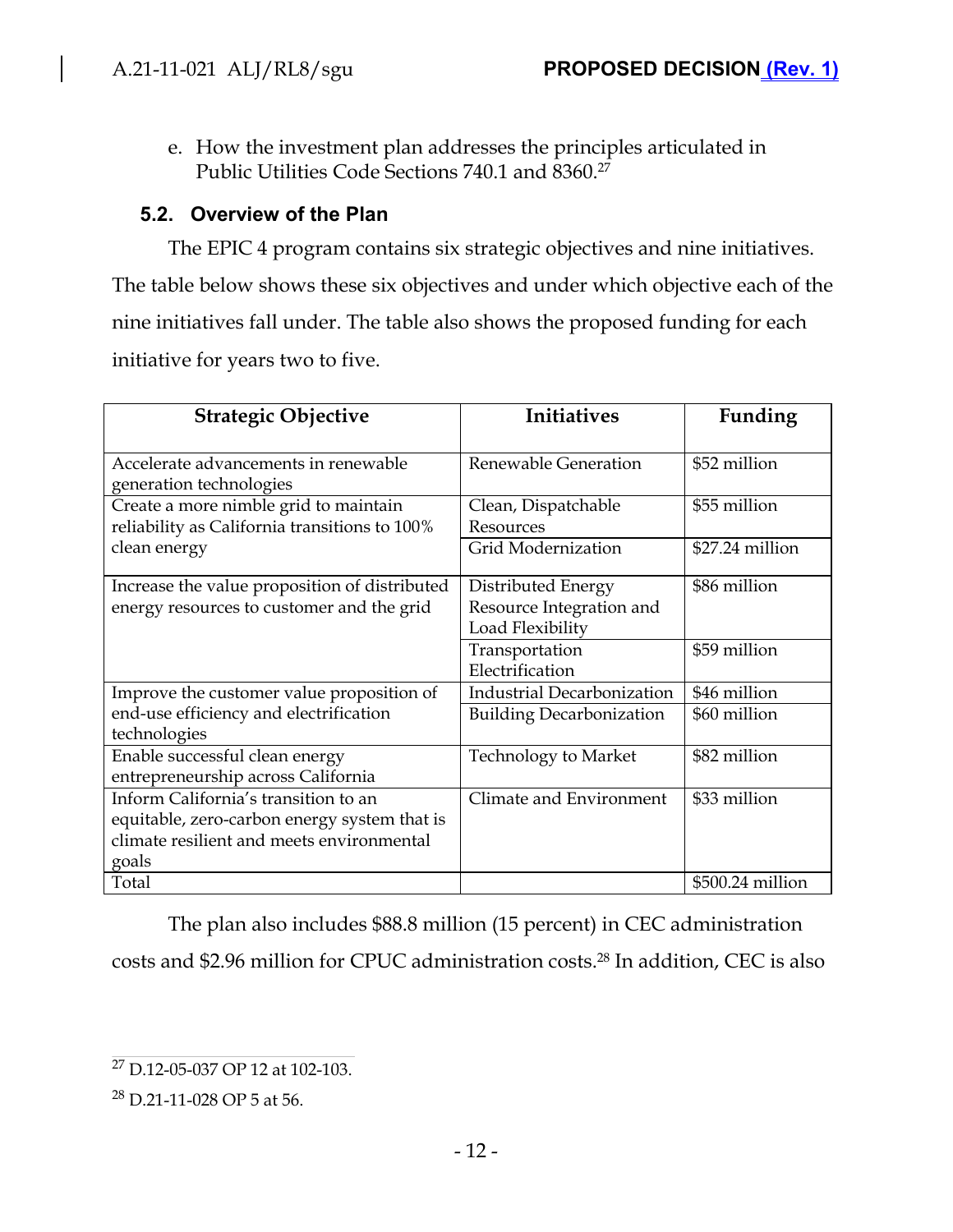e. How the investment plan addresses the principles articulated in Public Utilities Code Sections 740.1 and 8360.[27]

### 5.2. Overview of the Plan

The EPIC 4 program contains six strategic objectives and nine initiatives. The table below shows these six objectives and under which objective each of the nine initiatives fall under. The table also shows the proposed funding for each initiative for years two to five.

| Strategic Objective | Initiatives | Funding |
|---|---|---|
| Accelerate advancements in renewable generation technologies | Renewable Generation | $52 million |
| Create a more nimble grid to maintain reliability as California transitions to 100% clean energy | Clean, Dispatchable Resources | $55 million |
| | Grid Modernization | $27.24 million |
| Increase the value proposition of distributed energy resources to customer and the grid | Distributed Energy Resource Integration and Load Flexibility | $86 million |
| | Transportation Electrification | $59 million |
| Improve the customer value proposition of end-use efficiency and electrification technologies | Industrial Decarbonization | $46 million |
| | Building Decarbonization | $60 million |
| Enable successful clean energy entrepreneurship across California | Technology to Market | $82 million |
| Inform California's transition to an equitable, zero-carbon energy system that is climate resilient and meets environmental goals | Climate and Environment | $33 million |
| Total | | $500.24 million |

The plan also includes $88.8 million (15 percent) in CEC administration costs and $2.96 million for CPUC administration costs.[28] In addition, CEC is also

[27] D.12-05-037 OP 12 at 102-103.

[28] D.21-11-028 OP 5 at 56.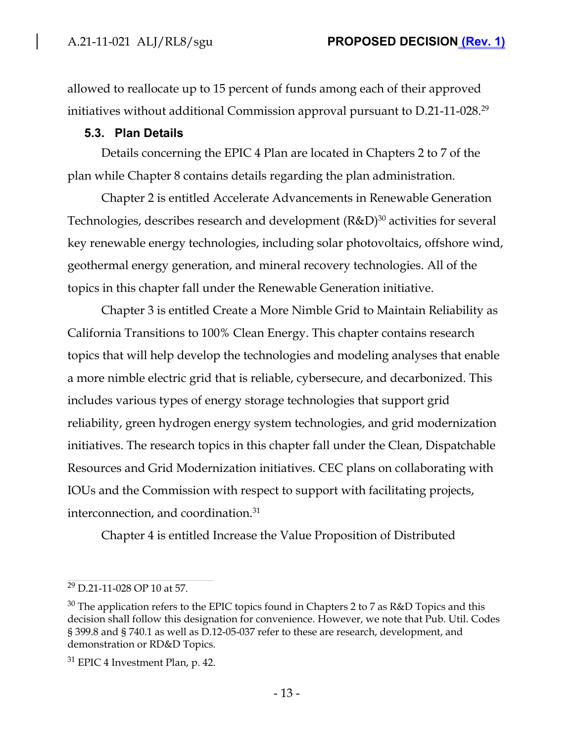allowed to reallocate up to 15 percent of funds among each of their approved initiatives without additional Commission approval pursuant to D.21-11-028.[29]

### 5.3. Plan Details

Details concerning the EPIC 4 Plan are located in Chapters 2 to 7 of the plan while Chapter 8 contains details regarding the plan administration.

Chapter 2 is entitled Accelerate Advancements in Renewable Generation Technologies, describes research and development (R&D)[30] activities for several key renewable energy technologies, including solar photovoltaics, offshore wind, geothermal energy generation, and mineral recovery technologies. All of the topics in this chapter fall under the Renewable Generation initiative.

Chapter 3 is entitled Create a More Nimble Grid to Maintain Reliability as California Transitions to 100% Clean Energy. This chapter contains research topics that will help develop the technologies and modeling analyses that enable a more nimble electric grid that is reliable, cybersecure, and decarbonized. This includes various types of energy storage technologies that support grid reliability, green hydrogen energy system technologies, and grid modernization initiatives. The research topics in this chapter fall under the Clean, Dispatchable Resources and Grid Modernization initiatives. CEC plans on collaborating with IOUs and the Commission with respect to support with facilitating projects, interconnection, and coordination.[31]

Chapter 4 is entitled Increase the Value Proposition of Distributed

---

[29] D.21-11-028 OP 10 at 57.

[30] The application refers to the EPIC topics found in Chapters 2 to 7 as R&D Topics and this decision shall follow this designation for convenience. However, we note that Pub. Util. Codes § 399.8 and § 740.1 as well as D.12-05-037 refer to these are research, development, and demonstration or RD&D Topics.

[31] EPIC 4 Investment Plan, p. 42.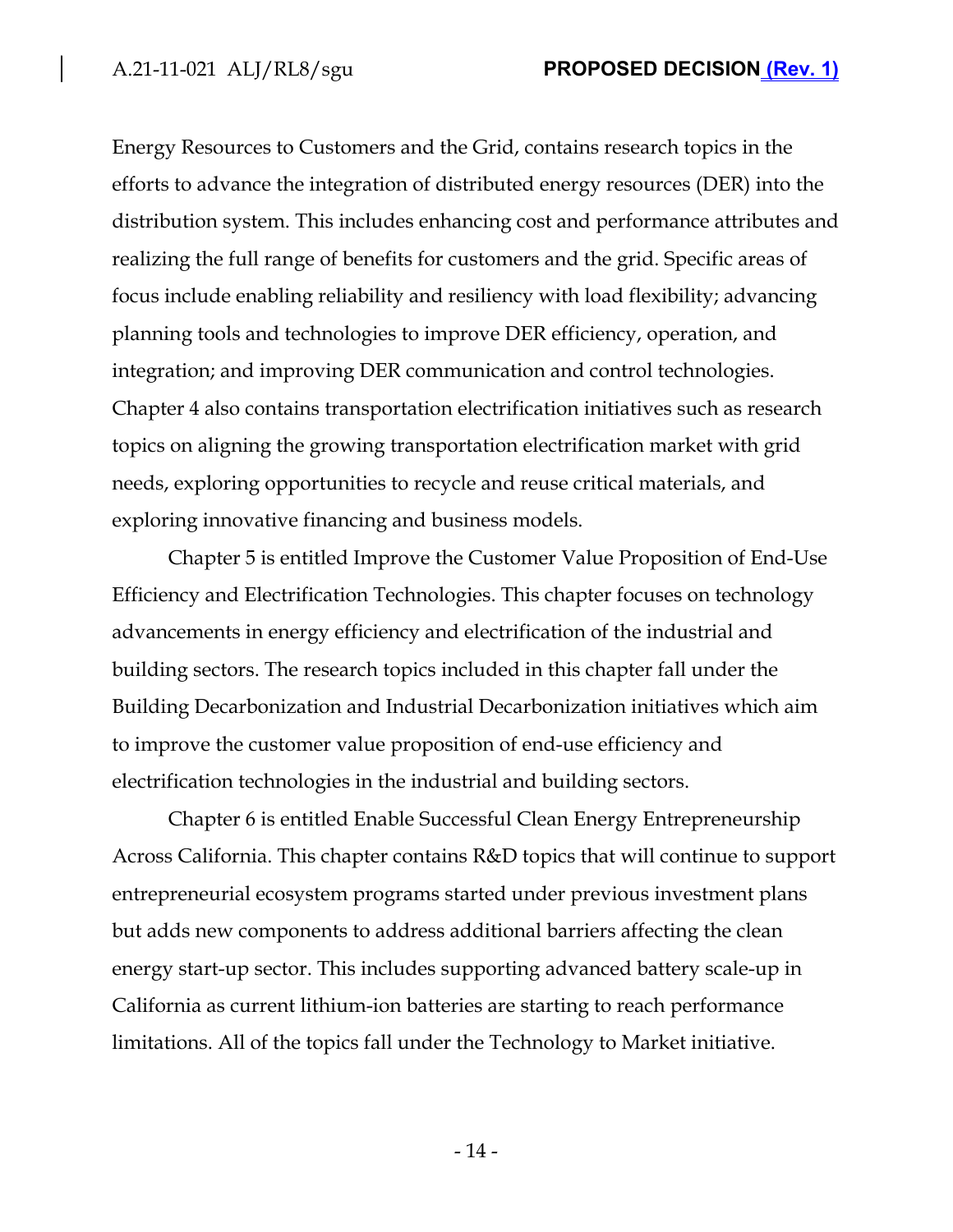Energy Resources to Customers and the Grid, contains research topics in the efforts to advance the integration of distributed energy resources (DER) into the distribution system. This includes enhancing cost and performance attributes and realizing the full range of benefits for customers and the grid. Specific areas of focus include enabling reliability and resiliency with load flexibility; advancing planning tools and technologies to improve DER efficiency, operation, and integration; and improving DER communication and control technologies. Chapter 4 also contains transportation electrification initiatives such as research topics on aligning the growing transportation electrification market with grid needs, exploring opportunities to recycle and reuse critical materials, and exploring innovative financing and business models.

Chapter 5 is entitled Improve the Customer Value Proposition of End-Use Efficiency and Electrification Technologies. This chapter focuses on technology advancements in energy efficiency and electrification of the industrial and building sectors. The research topics included in this chapter fall under the Building Decarbonization and Industrial Decarbonization initiatives which aim to improve the customer value proposition of end-use efficiency and electrification technologies in the industrial and building sectors.

Chapter 6 is entitled Enable Successful Clean Energy Entrepreneurship Across California. This chapter contains R&D topics that will continue to support entrepreneurial ecosystem programs started under previous investment plans but adds new components to address additional barriers affecting the clean energy start-up sector. This includes supporting advanced battery scale-up in California as current lithium-ion batteries are starting to reach performance limitations. All of the topics fall under the Technology to Market initiative.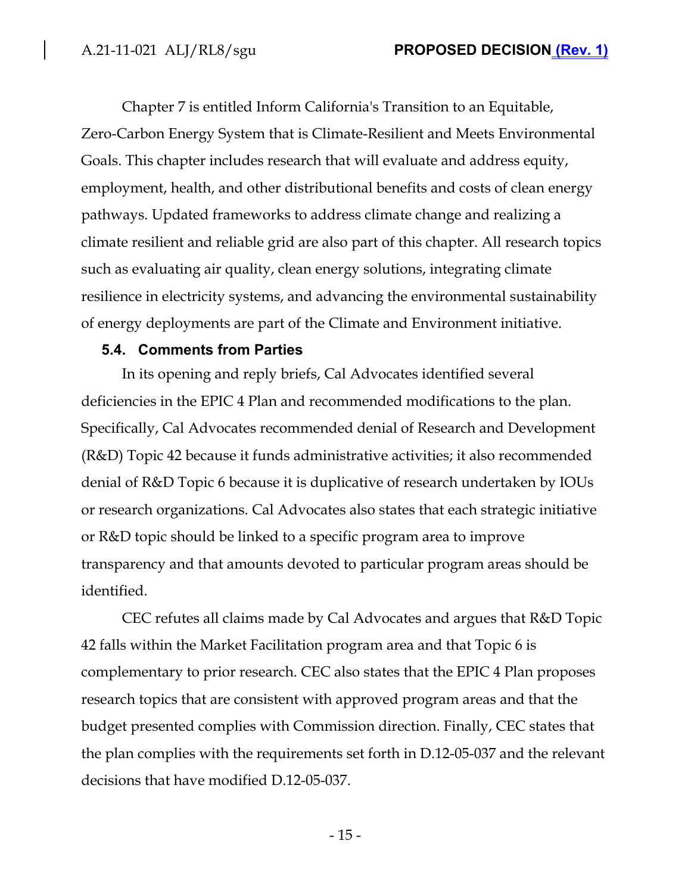Chapter 7 is entitled Inform California's Transition to an Equitable, Zero-Carbon Energy System that is Climate-Resilient and Meets Environmental Goals. This chapter includes research that will evaluate and address equity, employment, health, and other distributional benefits and costs of clean energy pathways. Updated frameworks to address climate change and realizing a climate resilient and reliable grid are also part of this chapter. All research topics such as evaluating air quality, clean energy solutions, integrating climate resilience in electricity systems, and advancing the environmental sustainability of energy deployments are part of the Climate and Environment initiative.

### 5.4. Comments from Parties

In its opening and reply briefs, Cal Advocates identified several deficiencies in the EPIC 4 Plan and recommended modifications to the plan. Specifically, Cal Advocates recommended denial of Research and Development (R&D) Topic 42 because it funds administrative activities; it also recommended denial of R&D Topic 6 because it is duplicative of research undertaken by IOUs or research organizations. Cal Advocates also states that each strategic initiative or R&D topic should be linked to a specific program area to improve transparency and that amounts devoted to particular program areas should be identified.

CEC refutes all claims made by Cal Advocates and argues that R&D Topic 42 falls within the Market Facilitation program area and that Topic 6 is complementary to prior research. CEC also states that the EPIC 4 Plan proposes research topics that are consistent with approved program areas and that the budget presented complies with Commission direction. Finally, CEC states that the plan complies with the requirements set forth in D.12-05-037 and the relevant decisions that have modified D.12-05-037.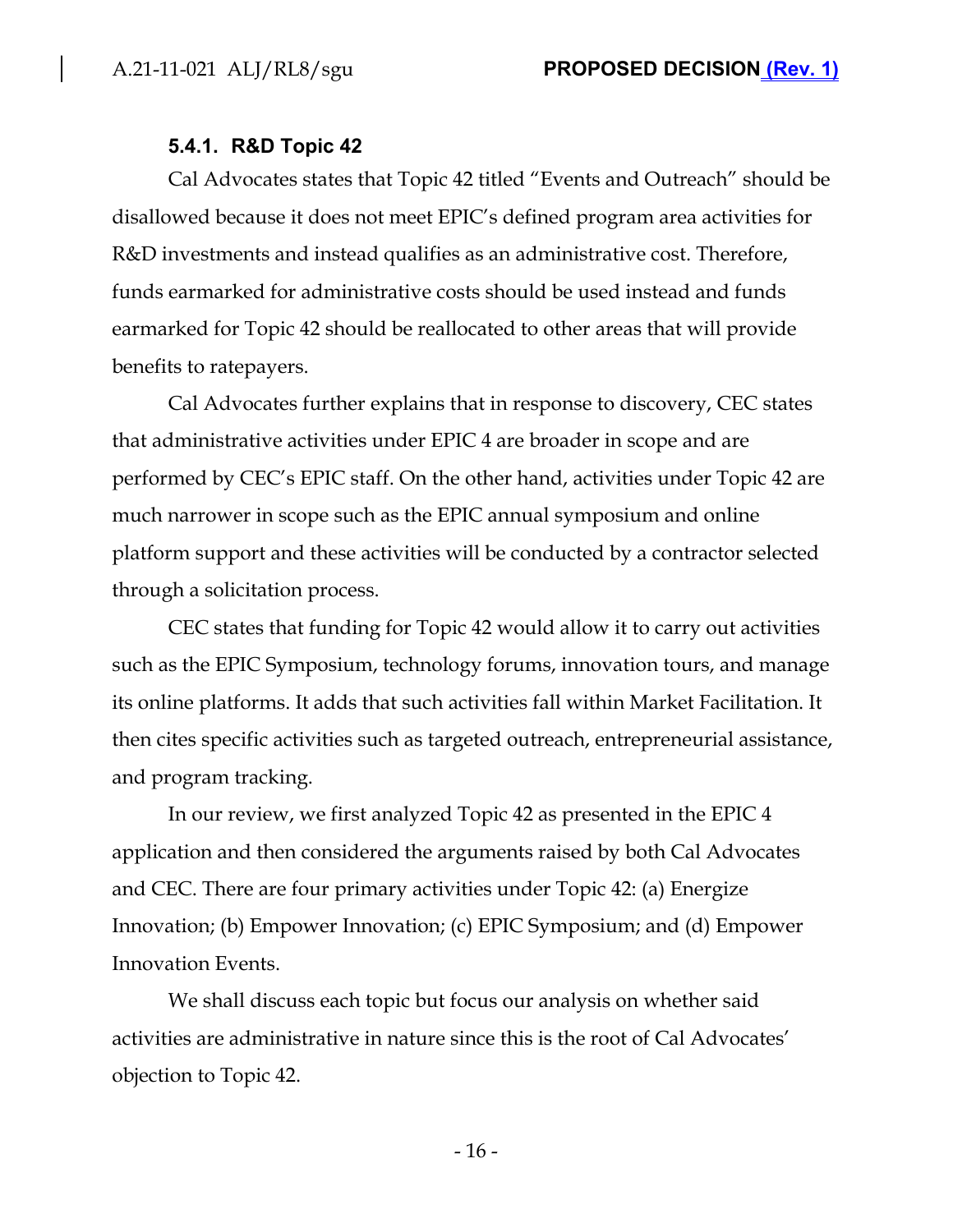#### 5.4.1. R&D Topic 42

Cal Advocates states that Topic 42 titled "Events and Outreach" should be disallowed because it does not meet EPIC's defined program area activities for R&D investments and instead qualifies as an administrative cost. Therefore, funds earmarked for administrative costs should be used instead and funds earmarked for Topic 42 should be reallocated to other areas that will provide benefits to ratepayers.

Cal Advocates further explains that in response to discovery, CEC states that administrative activities under EPIC 4 are broader in scope and are performed by CEC's EPIC staff. On the other hand, activities under Topic 42 are much narrower in scope such as the EPIC annual symposium and online platform support and these activities will be conducted by a contractor selected through a solicitation process.

CEC states that funding for Topic 42 would allow it to carry out activities such as the EPIC Symposium, technology forums, innovation tours, and manage its online platforms. It adds that such activities fall within Market Facilitation. It then cites specific activities such as targeted outreach, entrepreneurial assistance, and program tracking.

In our review, we first analyzed Topic 42 as presented in the EPIC 4 application and then considered the arguments raised by both Cal Advocates and CEC. There are four primary activities under Topic 42: (a) Energize Innovation; (b) Empower Innovation; (c) EPIC Symposium; and (d) Empower Innovation Events.

We shall discuss each topic but focus our analysis on whether said activities are administrative in nature since this is the root of Cal Advocates' objection to Topic 42.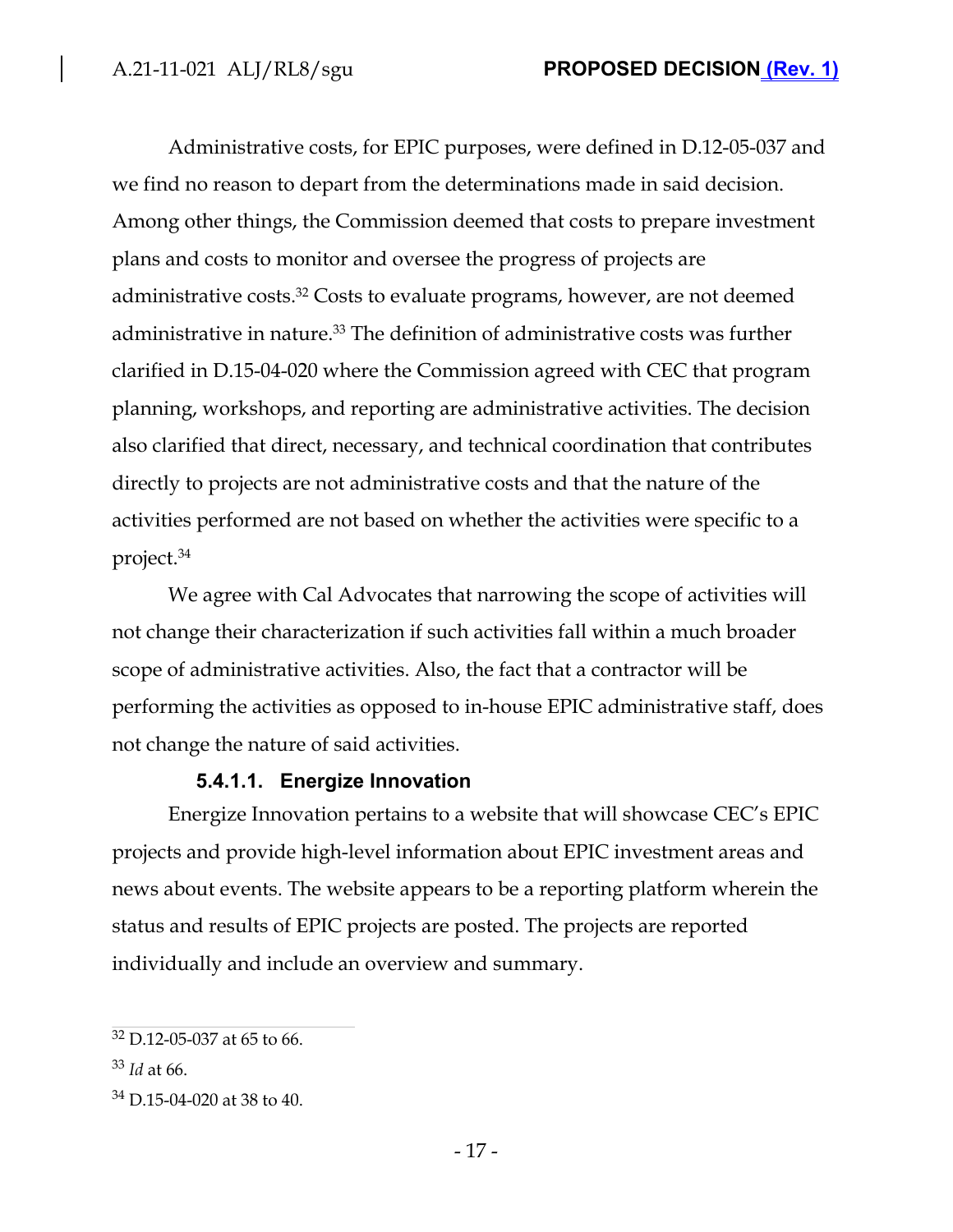Administrative costs, for EPIC purposes, were defined in D.12-05-037 and we find no reason to depart from the determinations made in said decision. Among other things, the Commission deemed that costs to prepare investment plans and costs to monitor and oversee the progress of projects are administrative costs.[32] Costs to evaluate programs, however, are not deemed administrative in nature.[33] The definition of administrative costs was further clarified in D.15-04-020 where the Commission agreed with CEC that program planning, workshops, and reporting are administrative activities. The decision also clarified that direct, necessary, and technical coordination that contributes directly to projects are not administrative costs and that the nature of the activities performed are not based on whether the activities were specific to a project.[34]

We agree with Cal Advocates that narrowing the scope of activities will not change their characterization if such activities fall within a much broader scope of administrative activities. Also, the fact that a contractor will be performing the activities as opposed to in-house EPIC administrative staff, does not change the nature of said activities.

#### 5.4.1.1. Energize Innovation

Energize Innovation pertains to a website that will showcase CEC's EPIC projects and provide high-level information about EPIC investment areas and news about events. The website appears to be a reporting platform wherein the status and results of EPIC projects are posted. The projects are reported individually and include an overview and summary.

---

[32] D.12-05-037 at 65 to 66.

[33] *Id* at 66.

[34] D.15-04-020 at 38 to 40.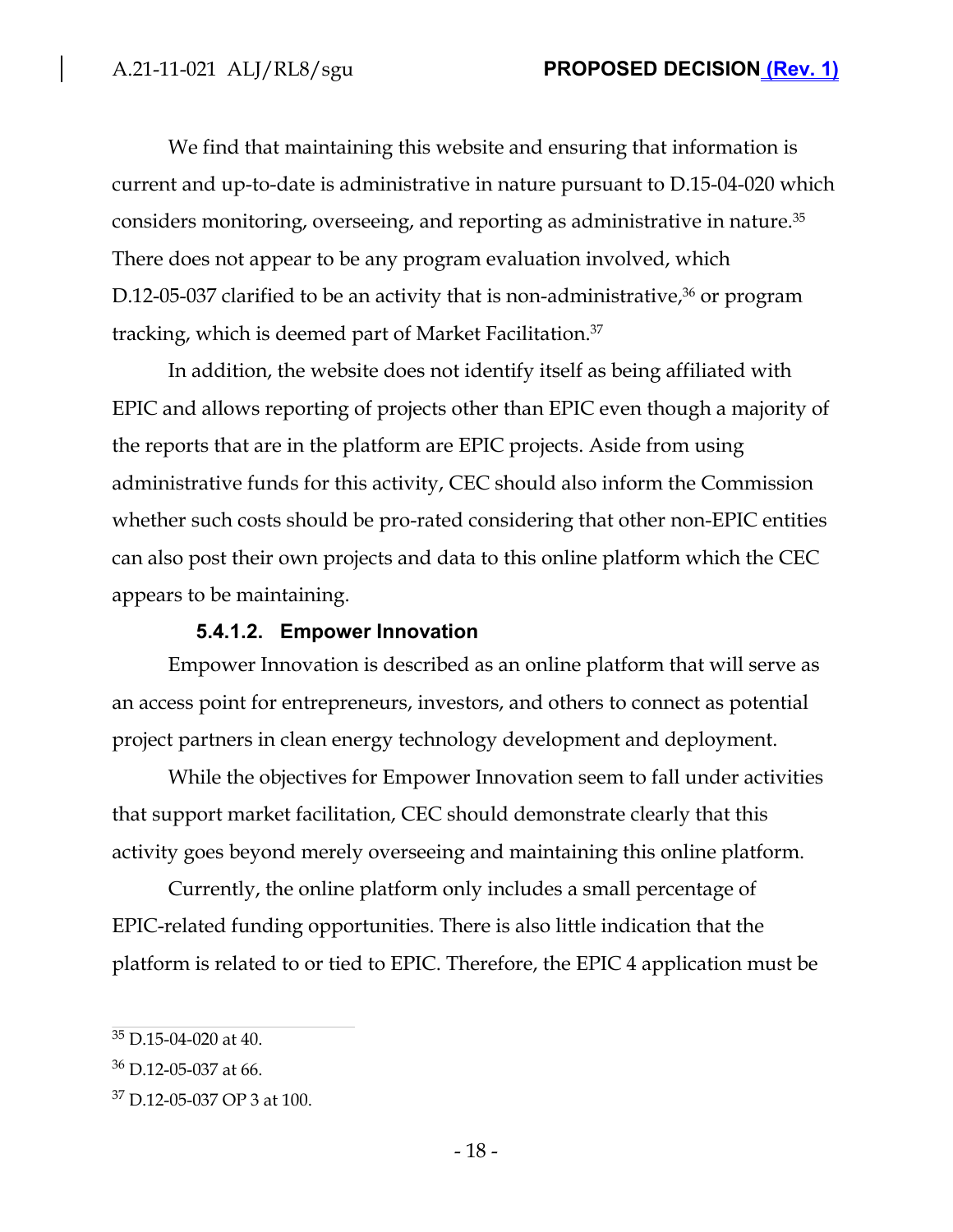We find that maintaining this website and ensuring that information is current and up-to-date is administrative in nature pursuant to D.15-04-020 which considers monitoring, overseeing, and reporting as administrative in nature.[35] There does not appear to be any program evaluation involved, which D.12-05-037 clarified to be an activity that is non-administrative,[36] or program tracking, which is deemed part of Market Facilitation.[37]

In addition, the website does not identify itself as being affiliated with EPIC and allows reporting of projects other than EPIC even though a majority of the reports that are in the platform are EPIC projects. Aside from using administrative funds for this activity, CEC should also inform the Commission whether such costs should be pro-rated considering that other non-EPIC entities can also post their own projects and data to this online platform which the CEC appears to be maintaining.

#### 5.4.1.2. Empower Innovation

Empower Innovation is described as an online platform that will serve as an access point for entrepreneurs, investors, and others to connect as potential project partners in clean energy technology development and deployment.

While the objectives for Empower Innovation seem to fall under activities that support market facilitation, CEC should demonstrate clearly that this activity goes beyond merely overseeing and maintaining this online platform.

Currently, the online platform only includes a small percentage of EPIC-related funding opportunities. There is also little indication that the platform is related to or tied to EPIC. Therefore, the EPIC 4 application must be

---

[35] D.15-04-020 at 40.

[36] D.12-05-037 at 66.

[37] D.12-05-037 OP 3 at 100.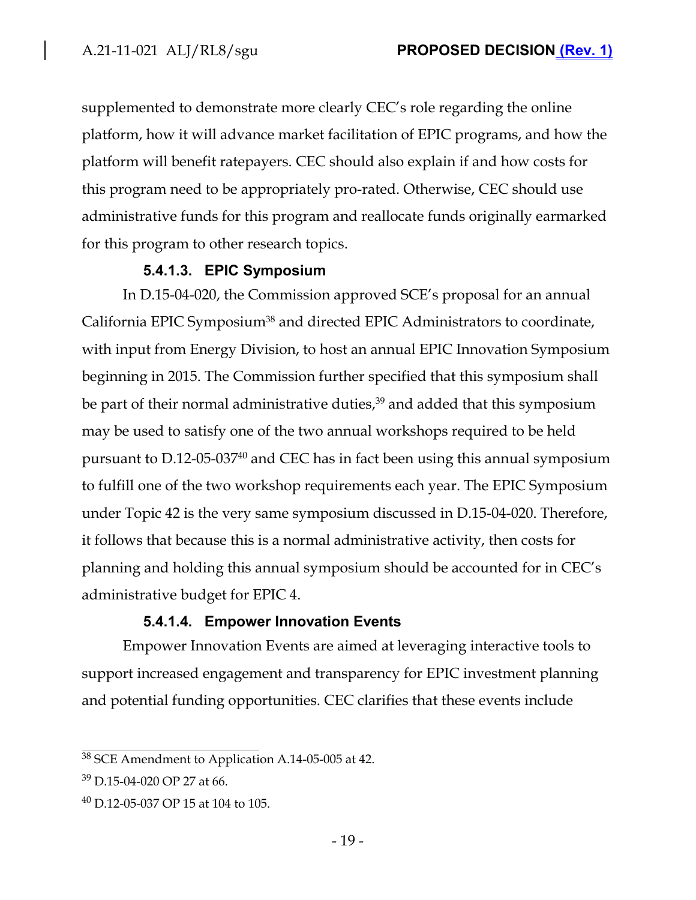supplemented to demonstrate more clearly CEC's role regarding the online platform, how it will advance market facilitation of EPIC programs, and how the platform will benefit ratepayers. CEC should also explain if and how costs for this program need to be appropriately pro-rated. Otherwise, CEC should use administrative funds for this program and reallocate funds originally earmarked for this program to other research topics.

#### 5.4.1.3. EPIC Symposium

In D.15-04-020, the Commission approved SCE's proposal for an annual California EPIC Symposium[38] and directed EPIC Administrators to coordinate, with input from Energy Division, to host an annual EPIC Innovation Symposium beginning in 2015. The Commission further specified that this symposium shall be part of their normal administrative duties,[39] and added that this symposium may be used to satisfy one of the two annual workshops required to be held pursuant to D.12-05-037[40] and CEC has in fact been using this annual symposium to fulfill one of the two workshop requirements each year. The EPIC Symposium under Topic 42 is the very same symposium discussed in D.15-04-020. Therefore, it follows that because this is a normal administrative activity, then costs for planning and holding this annual symposium should be accounted for in CEC's administrative budget for EPIC 4.

#### 5.4.1.4. Empower Innovation Events

Empower Innovation Events are aimed at leveraging interactive tools to support increased engagement and transparency for EPIC investment planning and potential funding opportunities. CEC clarifies that these events include

---

[38] SCE Amendment to Application A.14-05-005 at 42.

[39] D.15-04-020 OP 27 at 66.

[40] D.12-05-037 OP 15 at 104 to 105.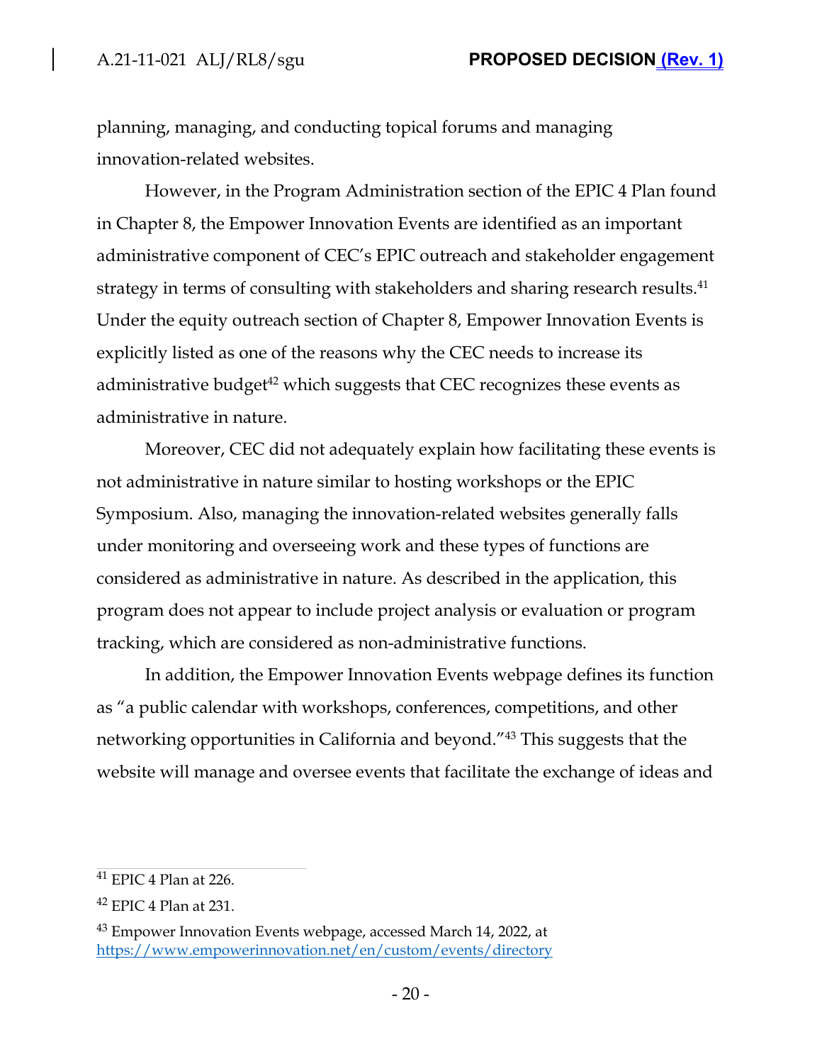planning, managing, and conducting topical forums and managing innovation-related websites.

However, in the Program Administration section of the EPIC 4 Plan found in Chapter 8, the Empower Innovation Events are identified as an important administrative component of CEC's EPIC outreach and stakeholder engagement strategy in terms of consulting with stakeholders and sharing research results.[41] Under the equity outreach section of Chapter 8, Empower Innovation Events is explicitly listed as one of the reasons why the CEC needs to increase its administrative budget[42] which suggests that CEC recognizes these events as administrative in nature.

Moreover, CEC did not adequately explain how facilitating these events is not administrative in nature similar to hosting workshops or the EPIC Symposium. Also, managing the innovation-related websites generally falls under monitoring and overseeing work and these types of functions are considered as administrative in nature. As described in the application, this program does not appear to include project analysis or evaluation or program tracking, which are considered as non-administrative functions.

In addition, the Empower Innovation Events webpage defines its function as "a public calendar with workshops, conferences, competitions, and other networking opportunities in California and beyond."[43] This suggests that the website will manage and oversee events that facilitate the exchange of ideas and

---

[41] EPIC 4 Plan at 226.

[42] EPIC 4 Plan at 231.

[43] Empower Innovation Events webpage, accessed March 14, 2022, at https://www.empowerinnovation.net/en/custom/events/directory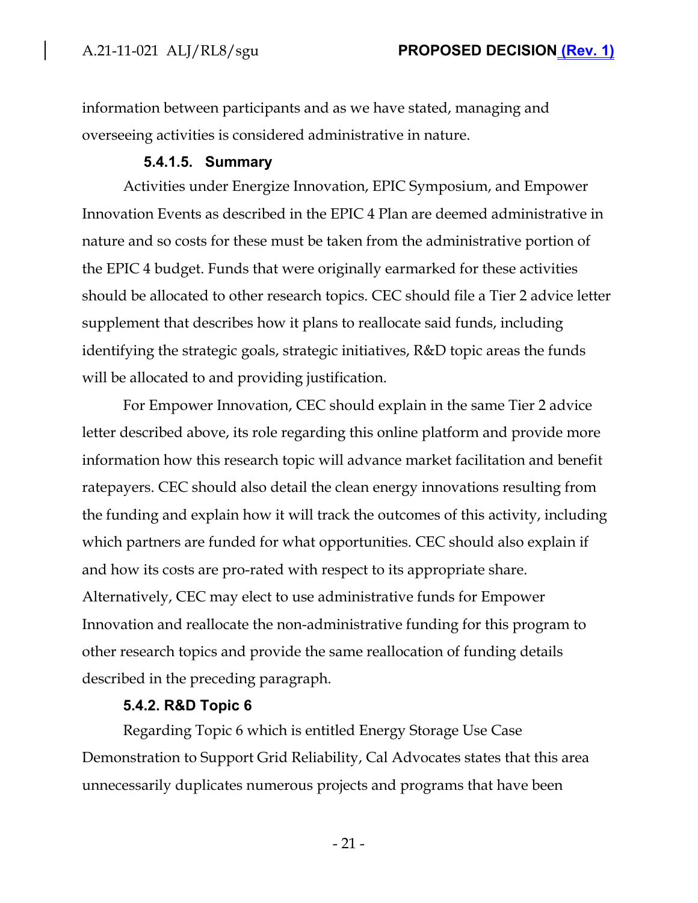information between participants and as we have stated, managing and overseeing activities is considered administrative in nature.

#### 5.4.1.5. Summary

Activities under Energize Innovation, EPIC Symposium, and Empower Innovation Events as described in the EPIC 4 Plan are deemed administrative in nature and so costs for these must be taken from the administrative portion of the EPIC 4 budget. Funds that were originally earmarked for these activities should be allocated to other research topics. CEC should file a Tier 2 advice letter supplement that describes how it plans to reallocate said funds, including identifying the strategic goals, strategic initiatives, R&D topic areas the funds will be allocated to and providing justification.

For Empower Innovation, CEC should explain in the same Tier 2 advice letter described above, its role regarding this online platform and provide more information how this research topic will advance market facilitation and benefit ratepayers. CEC should also detail the clean energy innovations resulting from the funding and explain how it will track the outcomes of this activity, including which partners are funded for what opportunities. CEC should also explain if and how its costs are pro-rated with respect to its appropriate share. Alternatively, CEC may elect to use administrative funds for Empower Innovation and reallocate the non-administrative funding for this program to other research topics and provide the same reallocation of funding details described in the preceding paragraph.

### 5.4.2. R&D Topic 6

Regarding Topic 6 which is entitled Energy Storage Use Case Demonstration to Support Grid Reliability, Cal Advocates states that this area unnecessarily duplicates numerous projects and programs that have been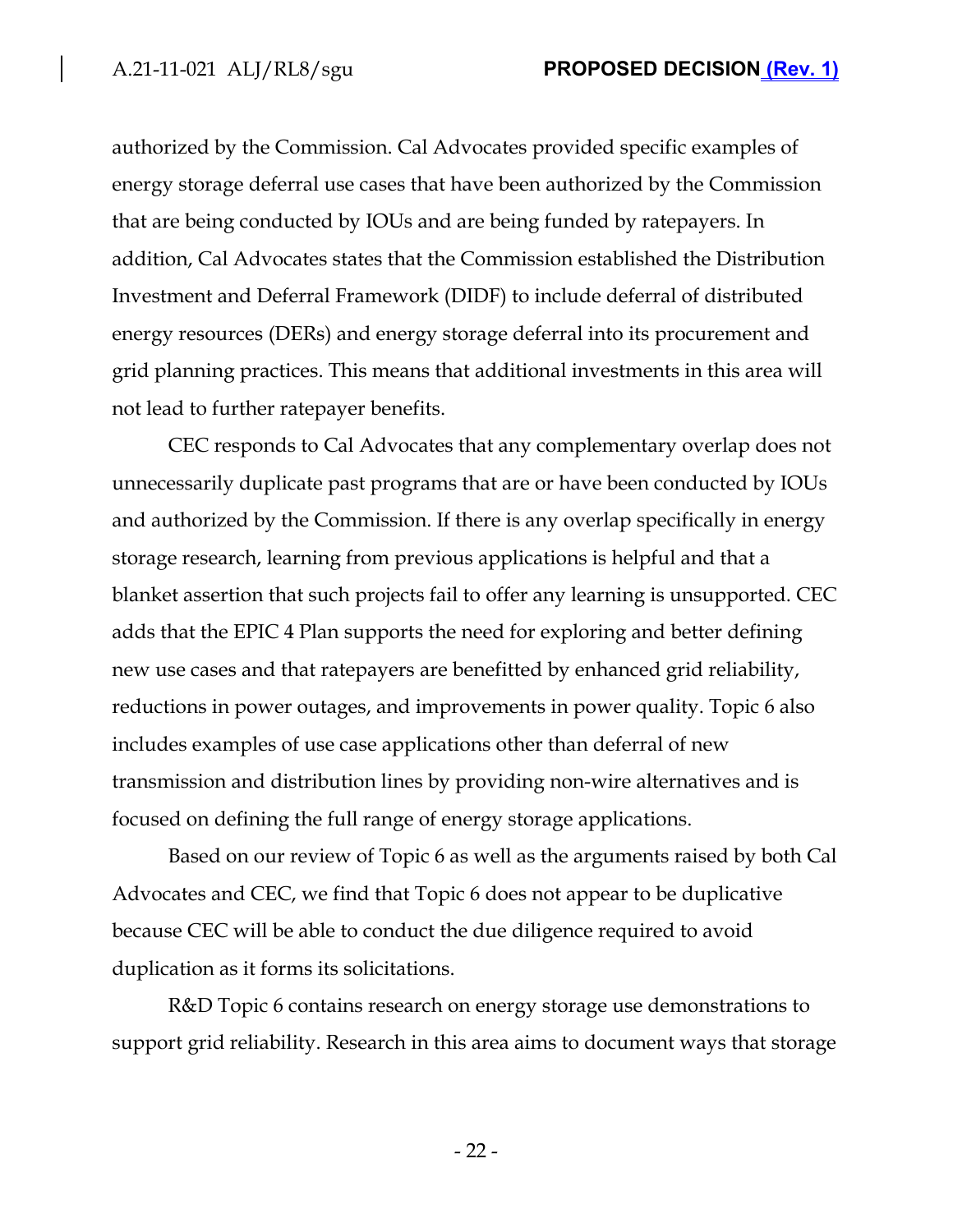authorized by the Commission. Cal Advocates provided specific examples of energy storage deferral use cases that have been authorized by the Commission that are being conducted by IOUs and are being funded by ratepayers. In addition, Cal Advocates states that the Commission established the Distribution Investment and Deferral Framework (DIDF) to include deferral of distributed energy resources (DERs) and energy storage deferral into its procurement and grid planning practices. This means that additional investments in this area will not lead to further ratepayer benefits.

CEC responds to Cal Advocates that any complementary overlap does not unnecessarily duplicate past programs that are or have been conducted by IOUs and authorized by the Commission. If there is any overlap specifically in energy storage research, learning from previous applications is helpful and that a blanket assertion that such projects fail to offer any learning is unsupported. CEC adds that the EPIC 4 Plan supports the need for exploring and better defining new use cases and that ratepayers are benefitted by enhanced grid reliability, reductions in power outages, and improvements in power quality. Topic 6 also includes examples of use case applications other than deferral of new transmission and distribution lines by providing non-wire alternatives and is focused on defining the full range of energy storage applications.

Based on our review of Topic 6 as well as the arguments raised by both Cal Advocates and CEC, we find that Topic 6 does not appear to be duplicative because CEC will be able to conduct the due diligence required to avoid duplication as it forms its solicitations.

R&D Topic 6 contains research on energy storage use demonstrations to support grid reliability. Research in this area aims to document ways that storage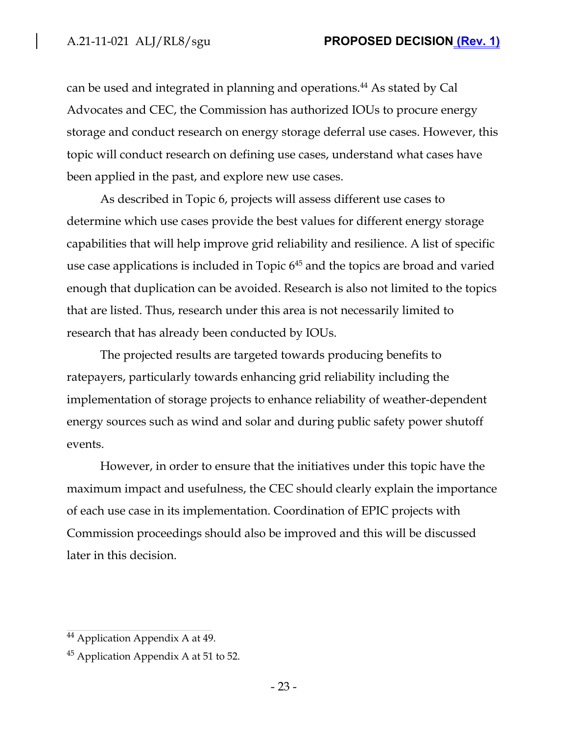can be used and integrated in planning and operations.[44] As stated by Cal Advocates and CEC, the Commission has authorized IOUs to procure energy storage and conduct research on energy storage deferral use cases. However, this topic will conduct research on defining use cases, understand what cases have been applied in the past, and explore new use cases.

As described in Topic 6, projects will assess different use cases to determine which use cases provide the best values for different energy storage capabilities that will help improve grid reliability and resilience. A list of specific use case applications is included in Topic 6[45] and the topics are broad and varied enough that duplication can be avoided. Research is also not limited to the topics that are listed. Thus, research under this area is not necessarily limited to research that has already been conducted by IOUs.

The projected results are targeted towards producing benefits to ratepayers, particularly towards enhancing grid reliability including the implementation of storage projects to enhance reliability of weather-dependent energy sources such as wind and solar and during public safety power shutoff events.

However, in order to ensure that the initiatives under this topic have the maximum impact and usefulness, the CEC should clearly explain the importance of each use case in its implementation. Coordination of EPIC projects with Commission proceedings should also be improved and this will be discussed later in this decision.

---

[44] Application Appendix A at 49.

[45] Application Appendix A at 51 to 52.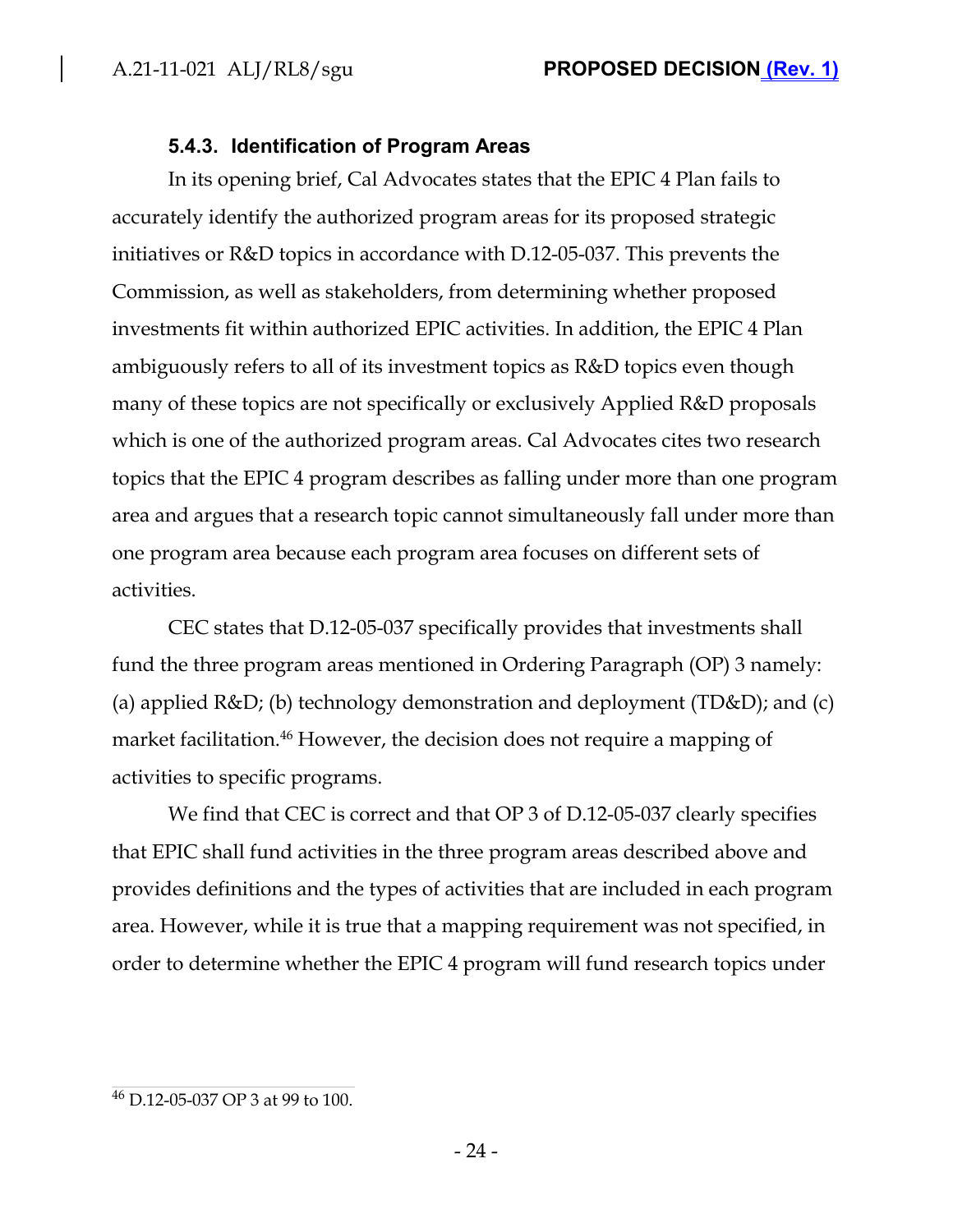### 5.4.3. Identification of Program Areas

In its opening brief, Cal Advocates states that the EPIC 4 Plan fails to accurately identify the authorized program areas for its proposed strategic initiatives or R&D topics in accordance with D.12-05-037. This prevents the Commission, as well as stakeholders, from determining whether proposed investments fit within authorized EPIC activities. In addition, the EPIC 4 Plan ambiguously refers to all of its investment topics as R&D topics even though many of these topics are not specifically or exclusively Applied R&D proposals which is one of the authorized program areas. Cal Advocates cites two research topics that the EPIC 4 program describes as falling under more than one program area and argues that a research topic cannot simultaneously fall under more than one program area because each program area focuses on different sets of activities.

CEC states that D.12-05-037 specifically provides that investments shall fund the three program areas mentioned in Ordering Paragraph (OP) 3 namely: (a) applied R&D; (b) technology demonstration and deployment (TD&D); and (c) market facilitation.[46] However, the decision does not require a mapping of activities to specific programs.

We find that CEC is correct and that OP 3 of D.12-05-037 clearly specifies that EPIC shall fund activities in the three program areas described above and provides definitions and the types of activities that are included in each program area. However, while it is true that a mapping requirement was not specified, in order to determine whether the EPIC 4 program will fund research topics under

[46] D.12-05-037 OP 3 at 99 to 100.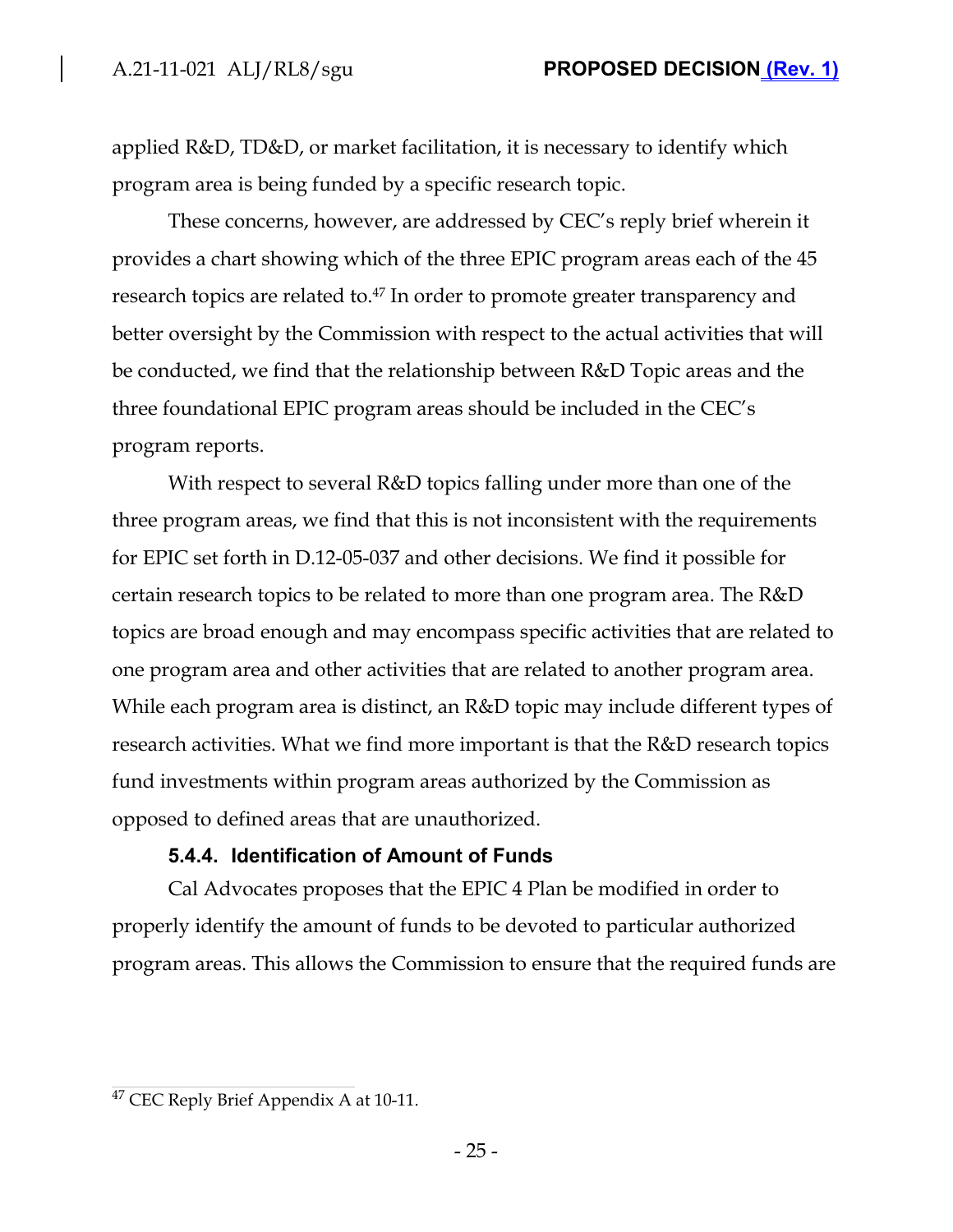applied R&D, TD&D, or market facilitation, it is necessary to identify which program area is being funded by a specific research topic.

These concerns, however, are addressed by CEC's reply brief wherein it provides a chart showing which of the three EPIC program areas each of the 45 research topics are related to.[47] In order to promote greater transparency and better oversight by the Commission with respect to the actual activities that will be conducted, we find that the relationship between R&D Topic areas and the three foundational EPIC program areas should be included in the CEC's program reports.

With respect to several R&D topics falling under more than one of the three program areas, we find that this is not inconsistent with the requirements for EPIC set forth in D.12-05-037 and other decisions. We find it possible for certain research topics to be related to more than one program area. The R&D topics are broad enough and may encompass specific activities that are related to one program area and other activities that are related to another program area. While each program area is distinct, an R&D topic may include different types of research activities. What we find more important is that the R&D research topics fund investments within program areas authorized by the Commission as opposed to defined areas that are unauthorized.

#### 5.4.4. Identification of Amount of Funds

Cal Advocates proposes that the EPIC 4 Plan be modified in order to properly identify the amount of funds to be devoted to particular authorized program areas. This allows the Commission to ensure that the required funds are

---

[47] CEC Reply Brief Appendix A at 10-11.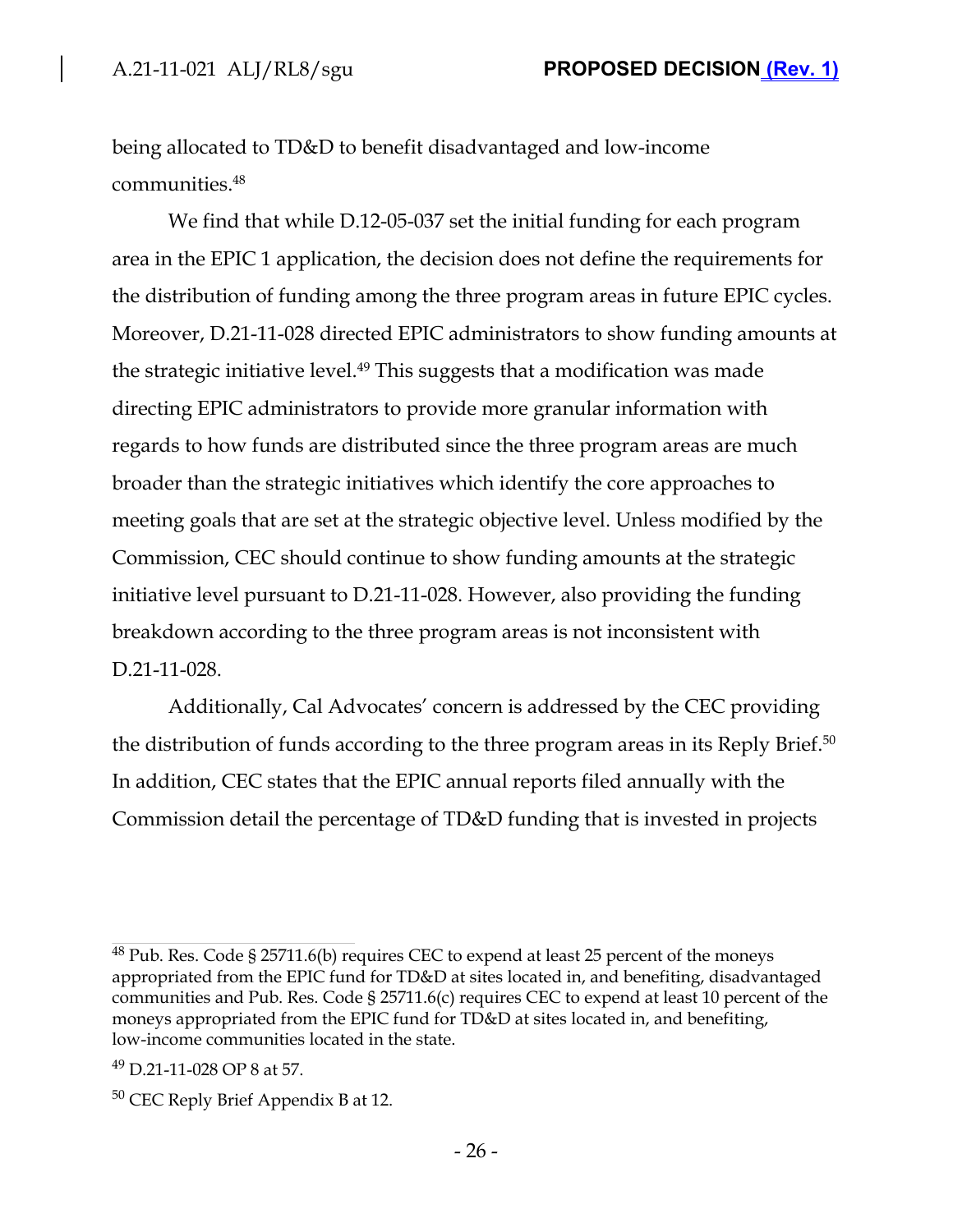being allocated to TD&D to benefit disadvantaged and low-income communities.[48]

We find that while D.12-05-037 set the initial funding for each program area in the EPIC 1 application, the decision does not define the requirements for the distribution of funding among the three program areas in future EPIC cycles. Moreover, D.21-11-028 directed EPIC administrators to show funding amounts at the strategic initiative level.[49] This suggests that a modification was made directing EPIC administrators to provide more granular information with regards to how funds are distributed since the three program areas are much broader than the strategic initiatives which identify the core approaches to meeting goals that are set at the strategic objective level. Unless modified by the Commission, CEC should continue to show funding amounts at the strategic initiative level pursuant to D.21-11-028. However, also providing the funding breakdown according to the three program areas is not inconsistent with D.21-11-028.

Additionally, Cal Advocates' concern is addressed by the CEC providing the distribution of funds according to the three program areas in its Reply Brief.[50] In addition, CEC states that the EPIC annual reports filed annually with the Commission detail the percentage of TD&D funding that is invested in projects

---

[48] Pub. Res. Code § 25711.6(b) requires CEC to expend at least 25 percent of the moneys appropriated from the EPIC fund for TD&D at sites located in, and benefiting, disadvantaged communities and Pub. Res. Code § 25711.6(c) requires CEC to expend at least 10 percent of the moneys appropriated from the EPIC fund for TD&D at sites located in, and benefiting, low-income communities located in the state.

[49] D.21-11-028 OP 8 at 57.

[50] CEC Reply Brief Appendix B at 12.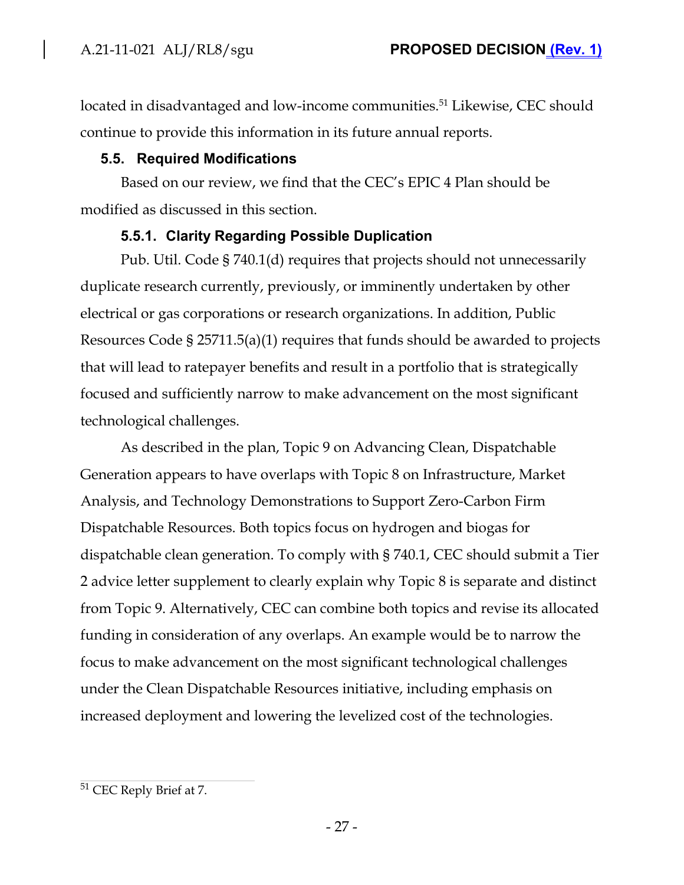located in disadvantaged and low-income communities.[51] Likewise, CEC should continue to provide this information in its future annual reports.

### 5.5. Required Modifications

Based on our review, we find that the CEC's EPIC 4 Plan should be modified as discussed in this section.

#### 5.5.1. Clarity Regarding Possible Duplication

Pub. Util. Code § 740.1(d) requires that projects should not unnecessarily duplicate research currently, previously, or imminently undertaken by other electrical or gas corporations or research organizations. In addition, Public Resources Code § 25711.5(a)(1) requires that funds should be awarded to projects that will lead to ratepayer benefits and result in a portfolio that is strategically focused and sufficiently narrow to make advancement on the most significant technological challenges.

As described in the plan, Topic 9 on Advancing Clean, Dispatchable Generation appears to have overlaps with Topic 8 on Infrastructure, Market Analysis, and Technology Demonstrations to Support Zero-Carbon Firm Dispatchable Resources. Both topics focus on hydrogen and biogas for dispatchable clean generation. To comply with § 740.1, CEC should submit a Tier 2 advice letter supplement to clearly explain why Topic 8 is separate and distinct from Topic 9. Alternatively, CEC can combine both topics and revise its allocated funding in consideration of any overlaps. An example would be to narrow the focus to make advancement on the most significant technological challenges under the Clean Dispatchable Resources initiative, including emphasis on increased deployment and lowering the levelized cost of the technologies.

---

[51] CEC Reply Brief at 7.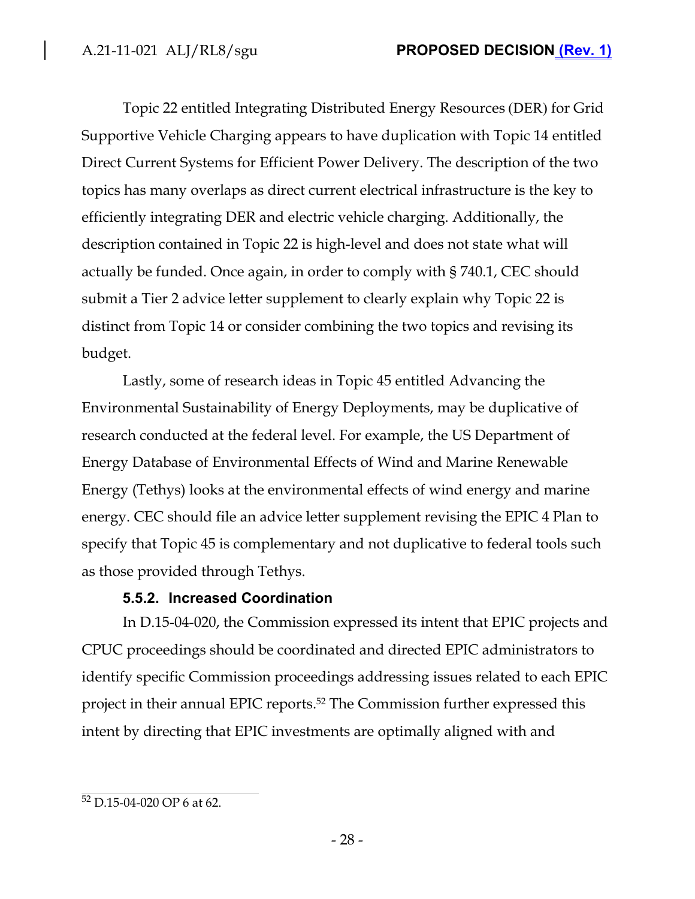Topic 22 entitled Integrating Distributed Energy Resources (DER) for Grid Supportive Vehicle Charging appears to have duplication with Topic 14 entitled Direct Current Systems for Efficient Power Delivery. The description of the two topics has many overlaps as direct current electrical infrastructure is the key to efficiently integrating DER and electric vehicle charging. Additionally, the description contained in Topic 22 is high-level and does not state what will actually be funded. Once again, in order to comply with § 740.1, CEC should submit a Tier 2 advice letter supplement to clearly explain why Topic 22 is distinct from Topic 14 or consider combining the two topics and revising its budget.

Lastly, some of research ideas in Topic 45 entitled Advancing the Environmental Sustainability of Energy Deployments, may be duplicative of research conducted at the federal level. For example, the US Department of Energy Database of Environmental Effects of Wind and Marine Renewable Energy (Tethys) looks at the environmental effects of wind energy and marine energy. CEC should file an advice letter supplement revising the EPIC 4 Plan to specify that Topic 45 is complementary and not duplicative to federal tools such as those provided through Tethys.

#### 5.5.2. Increased Coordination

In D.15-04-020, the Commission expressed its intent that EPIC projects and CPUC proceedings should be coordinated and directed EPIC administrators to identify specific Commission proceedings addressing issues related to each EPIC project in their annual EPIC reports.[52] The Commission further expressed this intent by directing that EPIC investments are optimally aligned with and

[52] D.15-04-020 OP 6 at 62.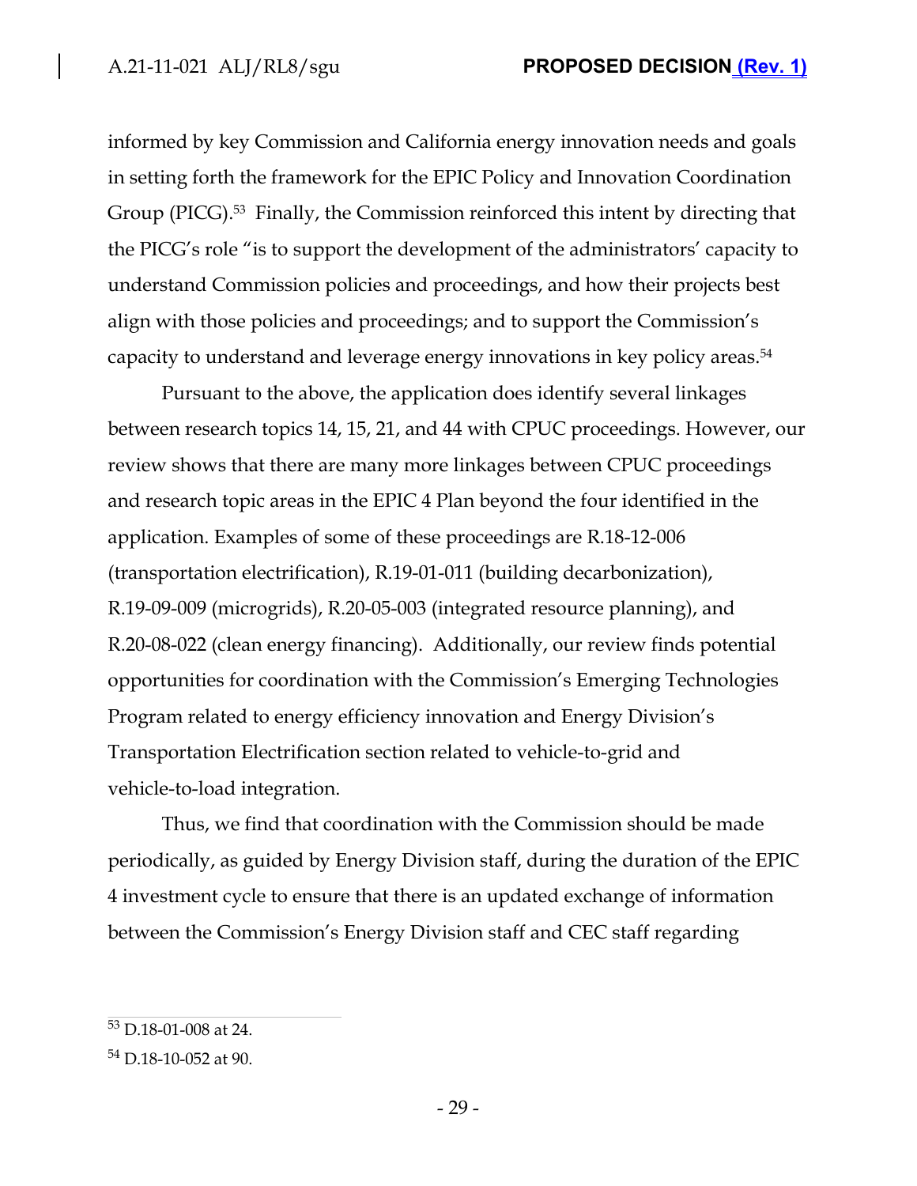informed by key Commission and California energy innovation needs and goals in setting forth the framework for the EPIC Policy and Innovation Coordination Group (PICG).[53] Finally, the Commission reinforced this intent by directing that the PICG's role "is to support the development of the administrators' capacity to understand Commission policies and proceedings, and how their projects best align with those policies and proceedings; and to support the Commission's capacity to understand and leverage energy innovations in key policy areas.[54]

Pursuant to the above, the application does identify several linkages between research topics 14, 15, 21, and 44 with CPUC proceedings. However, our review shows that there are many more linkages between CPUC proceedings and research topic areas in the EPIC 4 Plan beyond the four identified in the application. Examples of some of these proceedings are R.18-12-006 (transportation electrification), R.19-01-011 (building decarbonization), R.19-09-009 (microgrids), R.20-05-003 (integrated resource planning), and R.20-08-022 (clean energy financing). Additionally, our review finds potential opportunities for coordination with the Commission's Emerging Technologies Program related to energy efficiency innovation and Energy Division's Transportation Electrification section related to vehicle-to-grid and vehicle-to-load integration.

Thus, we find that coordination with the Commission should be made periodically, as guided by Energy Division staff, during the duration of the EPIC 4 investment cycle to ensure that there is an updated exchange of information between the Commission's Energy Division staff and CEC staff regarding

---

[53] D.18-01-008 at 24.

[54] D.18-10-052 at 90.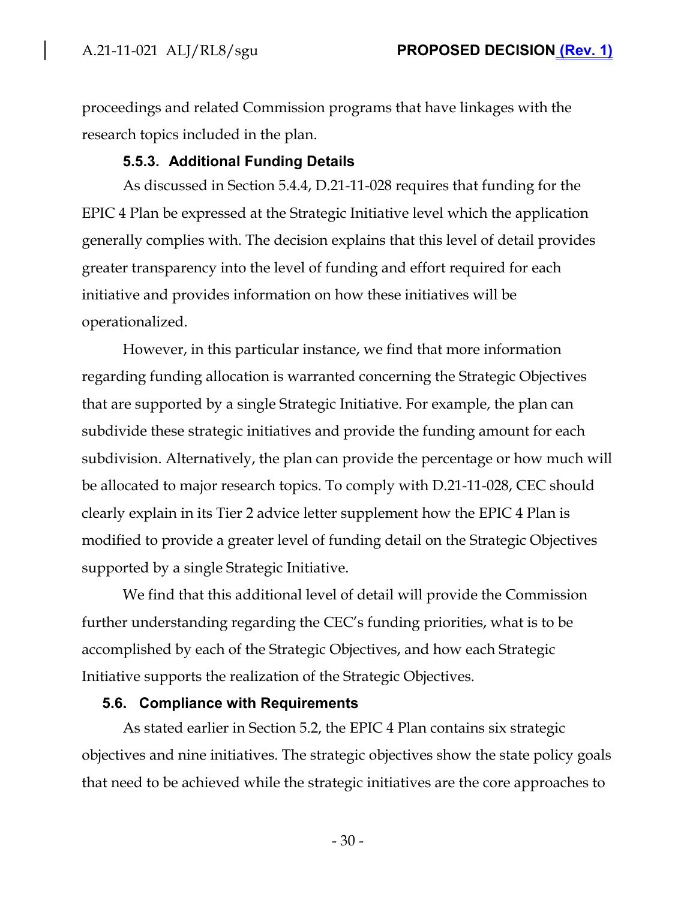proceedings and related Commission programs that have linkages with the research topics included in the plan.

#### 5.5.3. Additional Funding Details

As discussed in Section 5.4.4, D.21-11-028 requires that funding for the EPIC 4 Plan be expressed at the Strategic Initiative level which the application generally complies with. The decision explains that this level of detail provides greater transparency into the level of funding and effort required for each initiative and provides information on how these initiatives will be operationalized.

However, in this particular instance, we find that more information regarding funding allocation is warranted concerning the Strategic Objectives that are supported by a single Strategic Initiative. For example, the plan can subdivide these strategic initiatives and provide the funding amount for each subdivision. Alternatively, the plan can provide the percentage or how much will be allocated to major research topics. To comply with D.21-11-028, CEC should clearly explain in its Tier 2 advice letter supplement how the EPIC 4 Plan is modified to provide a greater level of funding detail on the Strategic Objectives supported by a single Strategic Initiative.

We find that this additional level of detail will provide the Commission further understanding regarding the CEC's funding priorities, what is to be accomplished by each of the Strategic Objectives, and how each Strategic Initiative supports the realization of the Strategic Objectives.

### 5.6. Compliance with Requirements

As stated earlier in Section 5.2, the EPIC 4 Plan contains six strategic objectives and nine initiatives. The strategic objectives show the state policy goals that need to be achieved while the strategic initiatives are the core approaches to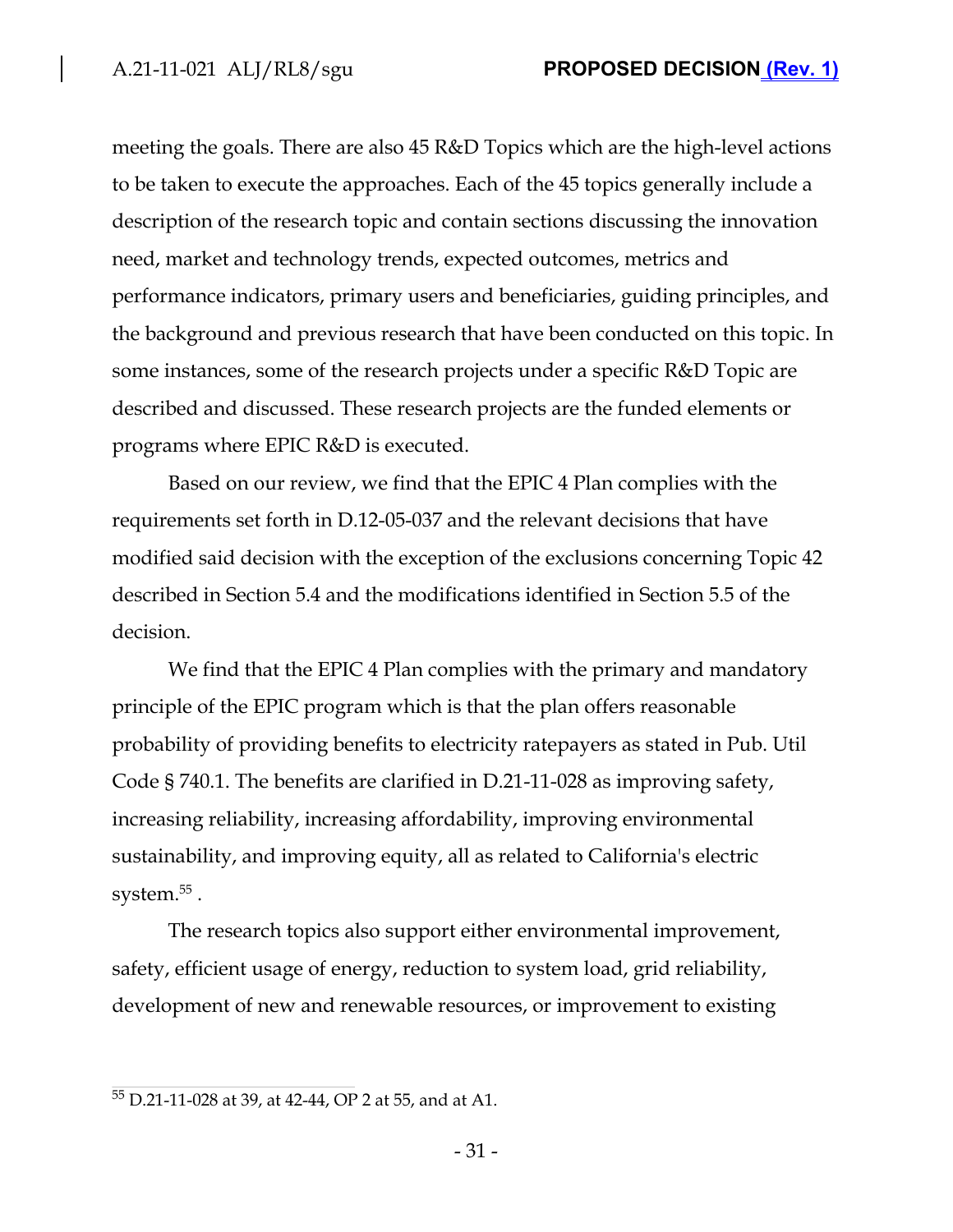meeting the goals. There are also 45 R&D Topics which are the high-level actions to be taken to execute the approaches. Each of the 45 topics generally include a description of the research topic and contain sections discussing the innovation need, market and technology trends, expected outcomes, metrics and performance indicators, primary users and beneficiaries, guiding principles, and the background and previous research that have been conducted on this topic. In some instances, some of the research projects under a specific R&D Topic are described and discussed. These research projects are the funded elements or programs where EPIC R&D is executed.

Based on our review, we find that the EPIC 4 Plan complies with the requirements set forth in D.12-05-037 and the relevant decisions that have modified said decision with the exception of the exclusions concerning Topic 42 described in Section 5.4 and the modifications identified in Section 5.5 of the decision.

We find that the EPIC 4 Plan complies with the primary and mandatory principle of the EPIC program which is that the plan offers reasonable probability of providing benefits to electricity ratepayers as stated in Pub. Util Code § 740.1. The benefits are clarified in D.21-11-028 as improving safety, increasing reliability, increasing affordability, improving environmental sustainability, and improving equity, all as related to California's electric system.[55] .

The research topics also support either environmental improvement, safety, efficient usage of energy, reduction to system load, grid reliability, development of new and renewable resources, or improvement to existing

[55] D.21-11-028 at 39, at 42-44, OP 2 at 55, and at A1.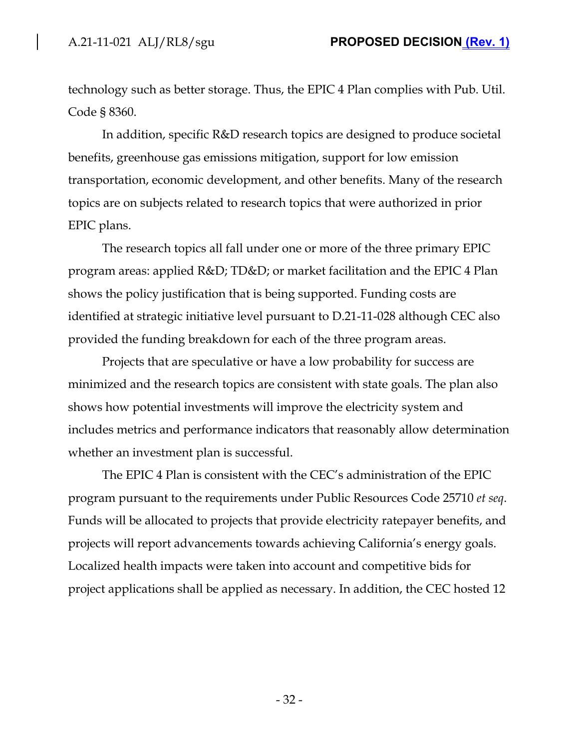technology such as better storage. Thus, the EPIC 4 Plan complies with Pub. Util. Code § 8360.

In addition, specific R&D research topics are designed to produce societal benefits, greenhouse gas emissions mitigation, support for low emission transportation, economic development, and other benefits. Many of the research topics are on subjects related to research topics that were authorized in prior EPIC plans.

The research topics all fall under one or more of the three primary EPIC program areas: applied R&D; TD&D; or market facilitation and the EPIC 4 Plan shows the policy justification that is being supported. Funding costs are identified at strategic initiative level pursuant to D.21-11-028 although CEC also provided the funding breakdown for each of the three program areas.

Projects that are speculative or have a low probability for success are minimized and the research topics are consistent with state goals. The plan also shows how potential investments will improve the electricity system and includes metrics and performance indicators that reasonably allow determination whether an investment plan is successful.

The EPIC 4 Plan is consistent with the CEC's administration of the EPIC program pursuant to the requirements under Public Resources Code 25710 *et seq*. Funds will be allocated to projects that provide electricity ratepayer benefits, and projects will report advancements towards achieving California's energy goals. Localized health impacts were taken into account and competitive bids for project applications shall be applied as necessary. In addition, the CEC hosted 12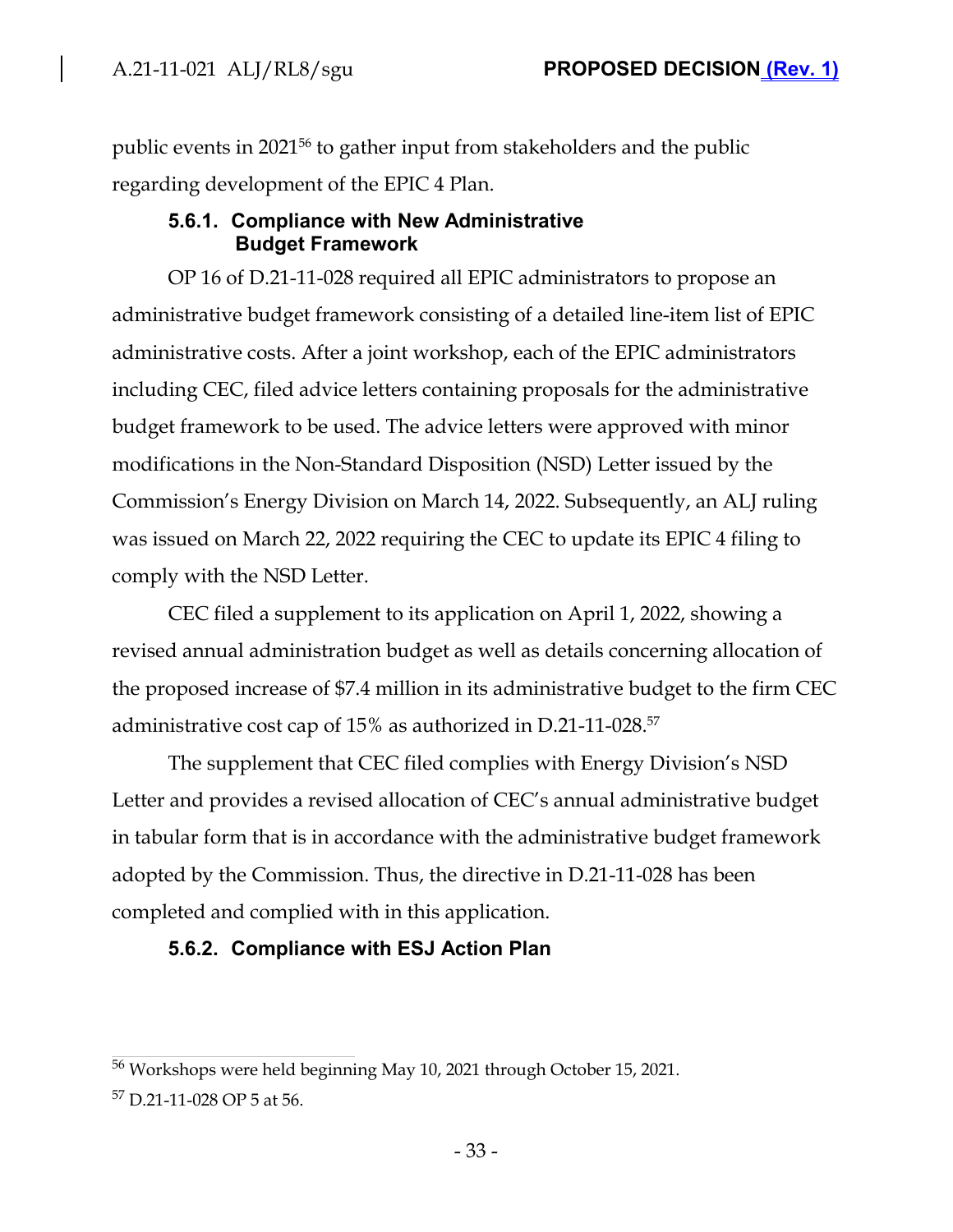public events in 2021[56] to gather input from stakeholders and the public regarding development of the EPIC 4 Plan.

### 5.6.1. Compliance with New Administrative Budget Framework

OP 16 of D.21-11-028 required all EPIC administrators to propose an administrative budget framework consisting of a detailed line-item list of EPIC administrative costs. After a joint workshop, each of the EPIC administrators including CEC, filed advice letters containing proposals for the administrative budget framework to be used. The advice letters were approved with minor modifications in the Non-Standard Disposition (NSD) Letter issued by the Commission's Energy Division on March 14, 2022. Subsequently, an ALJ ruling was issued on March 22, 2022 requiring the CEC to update its EPIC 4 filing to comply with the NSD Letter.

CEC filed a supplement to its application on April 1, 2022, showing a revised annual administration budget as well as details concerning allocation of the proposed increase of $7.4 million in its administrative budget to the firm CEC administrative cost cap of 15% as authorized in D.21-11-028.[57]

The supplement that CEC filed complies with Energy Division's NSD Letter and provides a revised allocation of CEC's annual administrative budget in tabular form that is in accordance with the administrative budget framework adopted by the Commission. Thus, the directive in D.21-11-028 has been completed and complied with in this application.

### 5.6.2. Compliance with ESJ Action Plan

[56] Workshops were held beginning May 10, 2021 through October 15, 2021.

[57] D.21-11-028 OP 5 at 56.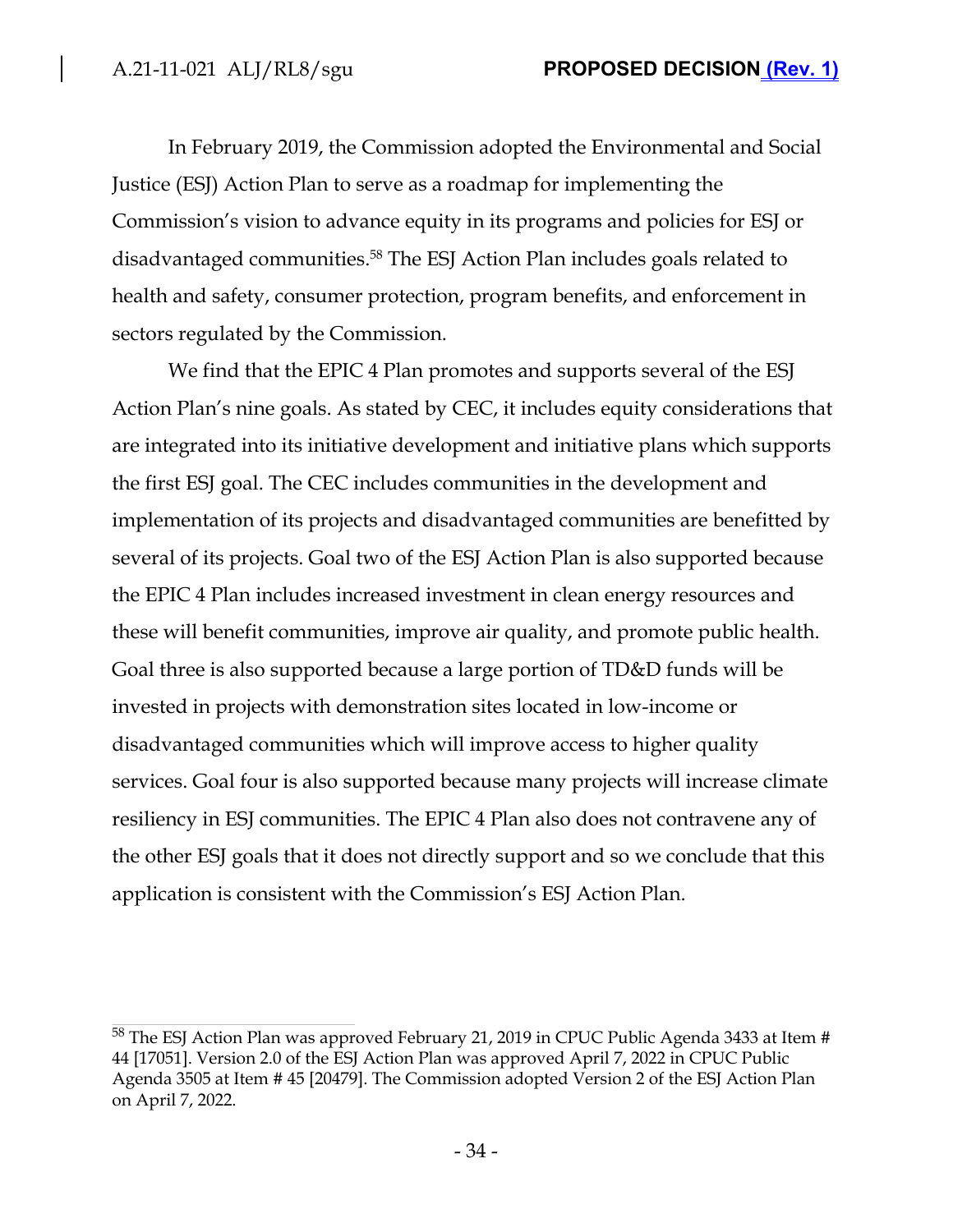In February 2019, the Commission adopted the Environmental and Social Justice (ESJ) Action Plan to serve as a roadmap for implementing the Commission's vision to advance equity in its programs and policies for ESJ or disadvantaged communities.[58] The ESJ Action Plan includes goals related to health and safety, consumer protection, program benefits, and enforcement in sectors regulated by the Commission.

We find that the EPIC 4 Plan promotes and supports several of the ESJ Action Plan's nine goals. As stated by CEC, it includes equity considerations that are integrated into its initiative development and initiative plans which supports the first ESJ goal. The CEC includes communities in the development and implementation of its projects and disadvantaged communities are benefitted by several of its projects. Goal two of the ESJ Action Plan is also supported because the EPIC 4 Plan includes increased investment in clean energy resources and these will benefit communities, improve air quality, and promote public health. Goal three is also supported because a large portion of TD&D funds will be invested in projects with demonstration sites located in low-income or disadvantaged communities which will improve access to higher quality services. Goal four is also supported because many projects will increase climate resiliency in ESJ communities. The EPIC 4 Plan also does not contravene any of the other ESJ goals that it does not directly support and so we conclude that this application is consistent with the Commission's ESJ Action Plan.

---

[58] The ESJ Action Plan was approved February 21, 2019 in CPUC Public Agenda 3433 at Item # 44 [17051]. Version 2.0 of the ESJ Action Plan was approved April 7, 2022 in CPUC Public Agenda 3505 at Item # 45 [20479]. The Commission adopted Version 2 of the ESJ Action Plan on April 7, 2022.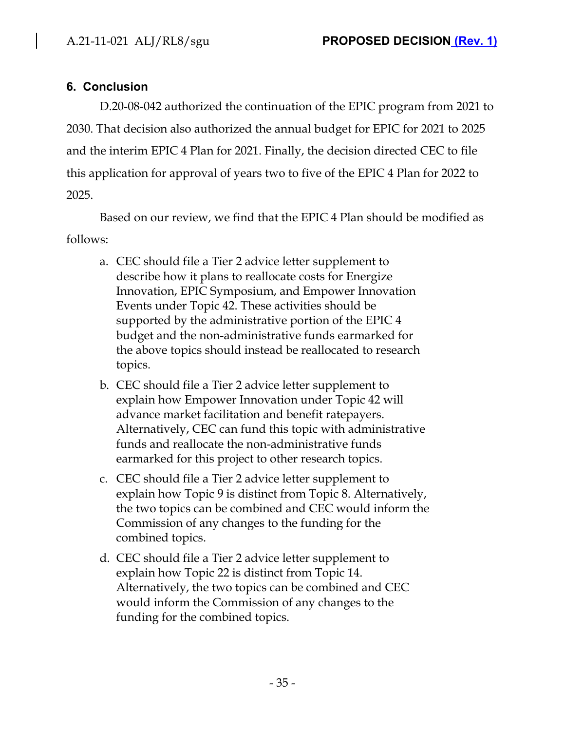## 6. Conclusion

D.20-08-042 authorized the continuation of the EPIC program from 2021 to 2030. That decision also authorized the annual budget for EPIC for 2021 to 2025 and the interim EPIC 4 Plan for 2021. Finally, the decision directed CEC to file this application for approval of years two to five of the EPIC 4 Plan for 2022 to 2025.

Based on our review, we find that the EPIC 4 Plan should be modified as follows:

a. CEC should file a Tier 2 advice letter supplement to describe how it plans to reallocate costs for Energize Innovation, EPIC Symposium, and Empower Innovation Events under Topic 42. These activities should be supported by the administrative portion of the EPIC 4 budget and the non-administrative funds earmarked for the above topics should instead be reallocated to research topics.

b. CEC should file a Tier 2 advice letter supplement to explain how Empower Innovation under Topic 42 will advance market facilitation and benefit ratepayers. Alternatively, CEC can fund this topic with administrative funds and reallocate the non-administrative funds earmarked for this project to other research topics.

c. CEC should file a Tier 2 advice letter supplement to explain how Topic 9 is distinct from Topic 8. Alternatively, the two topics can be combined and CEC would inform the Commission of any changes to the funding for the combined topics.

d. CEC should file a Tier 2 advice letter supplement to explain how Topic 22 is distinct from Topic 14. Alternatively, the two topics can be combined and CEC would inform the Commission of any changes to the funding for the combined topics.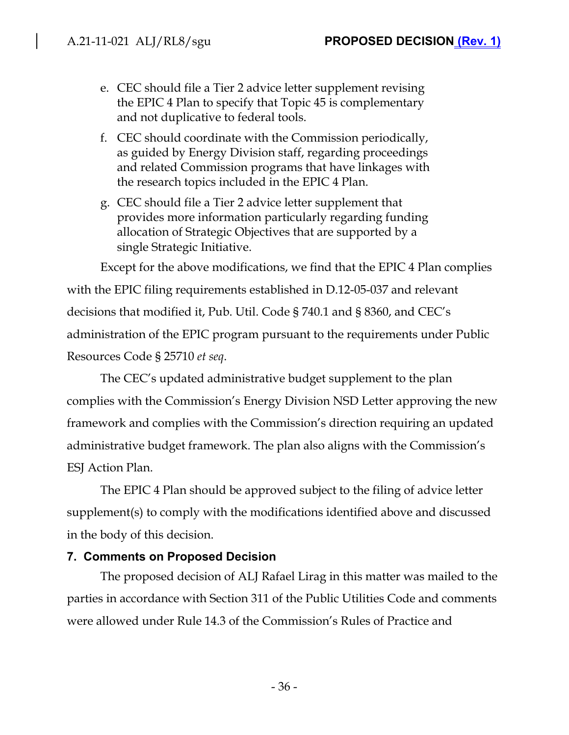e. CEC should file a Tier 2 advice letter supplement revising the EPIC 4 Plan to specify that Topic 45 is complementary and not duplicative to federal tools.

f. CEC should coordinate with the Commission periodically, as guided by Energy Division staff, regarding proceedings and related Commission programs that have linkages with the research topics included in the EPIC 4 Plan.

g. CEC should file a Tier 2 advice letter supplement that provides more information particularly regarding funding allocation of Strategic Objectives that are supported by a single Strategic Initiative.

Except for the above modifications, we find that the EPIC 4 Plan complies with the EPIC filing requirements established in D.12-05-037 and relevant decisions that modified it, Pub. Util. Code § 740.1 and § 8360, and CEC's administration of the EPIC program pursuant to the requirements under Public Resources Code § 25710 *et seq*.

The CEC's updated administrative budget supplement to the plan complies with the Commission's Energy Division NSD Letter approving the new framework and complies with the Commission's direction requiring an updated administrative budget framework. The plan also aligns with the Commission's ESJ Action Plan.

The EPIC 4 Plan should be approved subject to the filing of advice letter supplement(s) to comply with the modifications identified above and discussed in the body of this decision.

## 7. Comments on Proposed Decision

The proposed decision of ALJ Rafael Lirag in this matter was mailed to the parties in accordance with Section 311 of the Public Utilities Code and comments were allowed under Rule 14.3 of the Commission's Rules of Practice and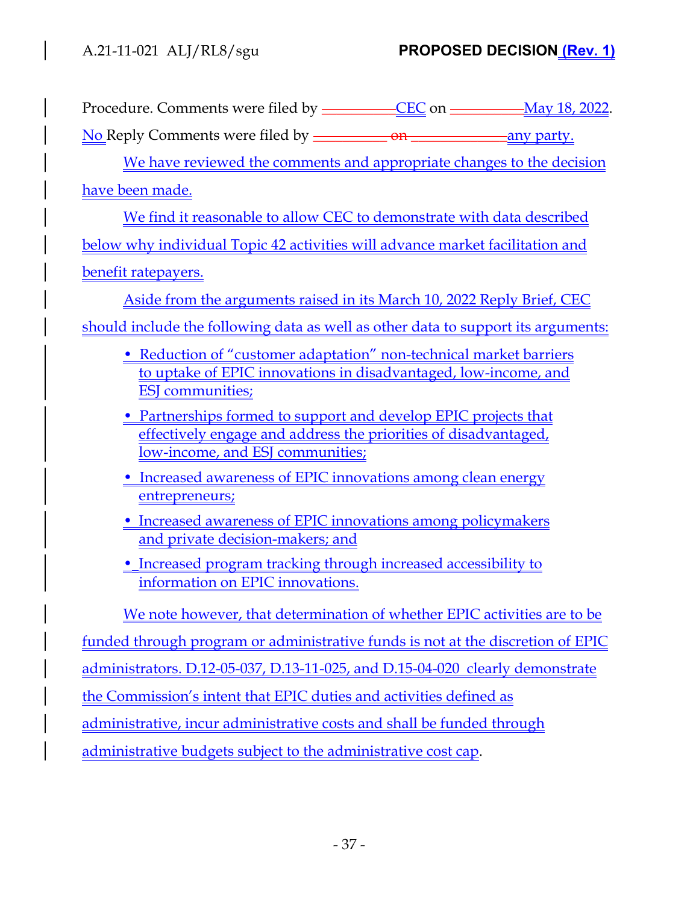Procedure. Comments were filed by CEC on May 18, 2022. No Reply Comments were filed by any party.

We have reviewed the comments and appropriate changes to the decision have been made.

We find it reasonable to allow CEC to demonstrate with data described below why individual Topic 42 activities will advance market facilitation and benefit ratepayers.

Aside from the arguments raised in its March 10, 2022 Reply Brief, CEC should include the following data as well as other data to support its arguments:

- Reduction of "customer adaptation" non-technical market barriers to uptake of EPIC innovations in disadvantaged, low-income, and ESJ communities;
- Partnerships formed to support and develop EPIC projects that effectively engage and address the priorities of disadvantaged, low-income, and ESJ communities;
- Increased awareness of EPIC innovations among clean energy entrepreneurs;
- Increased awareness of EPIC innovations among policymakers and private decision-makers; and
- Increased program tracking through increased accessibility to information on EPIC innovations.

We note however, that determination of whether EPIC activities are to be funded through program or administrative funds is not at the discretion of EPIC administrators. D.12-05-037, D.13-11-025, and D.15-04-020 clearly demonstrate the Commission's intent that EPIC duties and activities defined as administrative, incur administrative costs and shall be funded through administrative budgets subject to the administrative cost cap.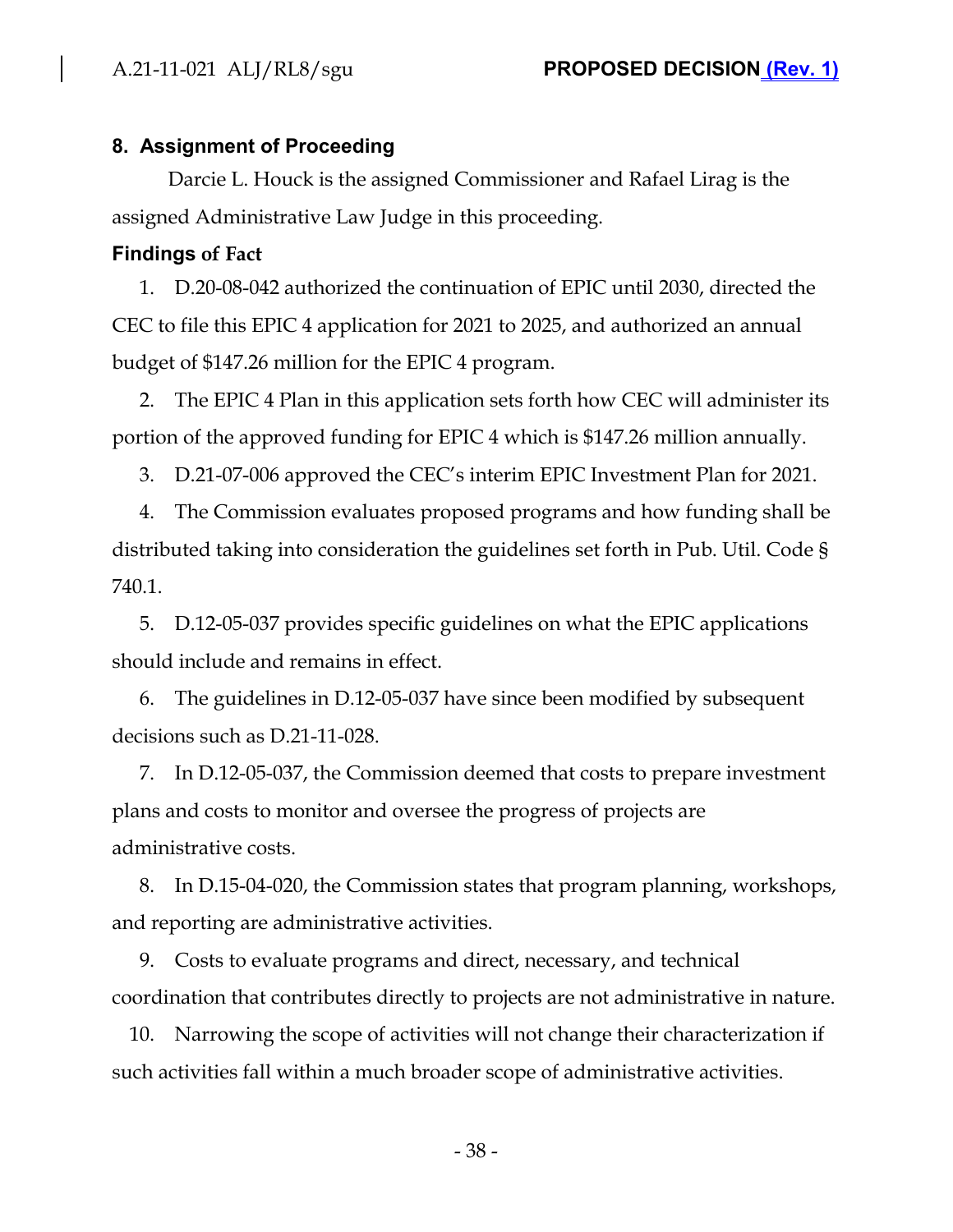## 8. Assignment of Proceeding

Darcie L. Houck is the assigned Commissioner and Rafael Lirag is the assigned Administrative Law Judge in this proceeding.

## Findings of Fact

1. D.20-08-042 authorized the continuation of EPIC until 2030, directed the CEC to file this EPIC 4 application for 2021 to 2025, and authorized an annual budget of $147.26 million for the EPIC 4 program.

2. The EPIC 4 Plan in this application sets forth how CEC will administer its portion of the approved funding for EPIC 4 which is $147.26 million annually.

3. D.21-07-006 approved the CEC's interim EPIC Investment Plan for 2021.

4. The Commission evaluates proposed programs and how funding shall be distributed taking into consideration the guidelines set forth in Pub. Util. Code § 740.1.

5. D.12-05-037 provides specific guidelines on what the EPIC applications should include and remains in effect.

6. The guidelines in D.12-05-037 have since been modified by subsequent decisions such as D.21-11-028.

7. In D.12-05-037, the Commission deemed that costs to prepare investment plans and costs to monitor and oversee the progress of projects are administrative costs.

8. In D.15-04-020, the Commission states that program planning, workshops, and reporting are administrative activities.

9. Costs to evaluate programs and direct, necessary, and technical coordination that contributes directly to projects are not administrative in nature.

10. Narrowing the scope of activities will not change their characterization if such activities fall within a much broader scope of administrative activities.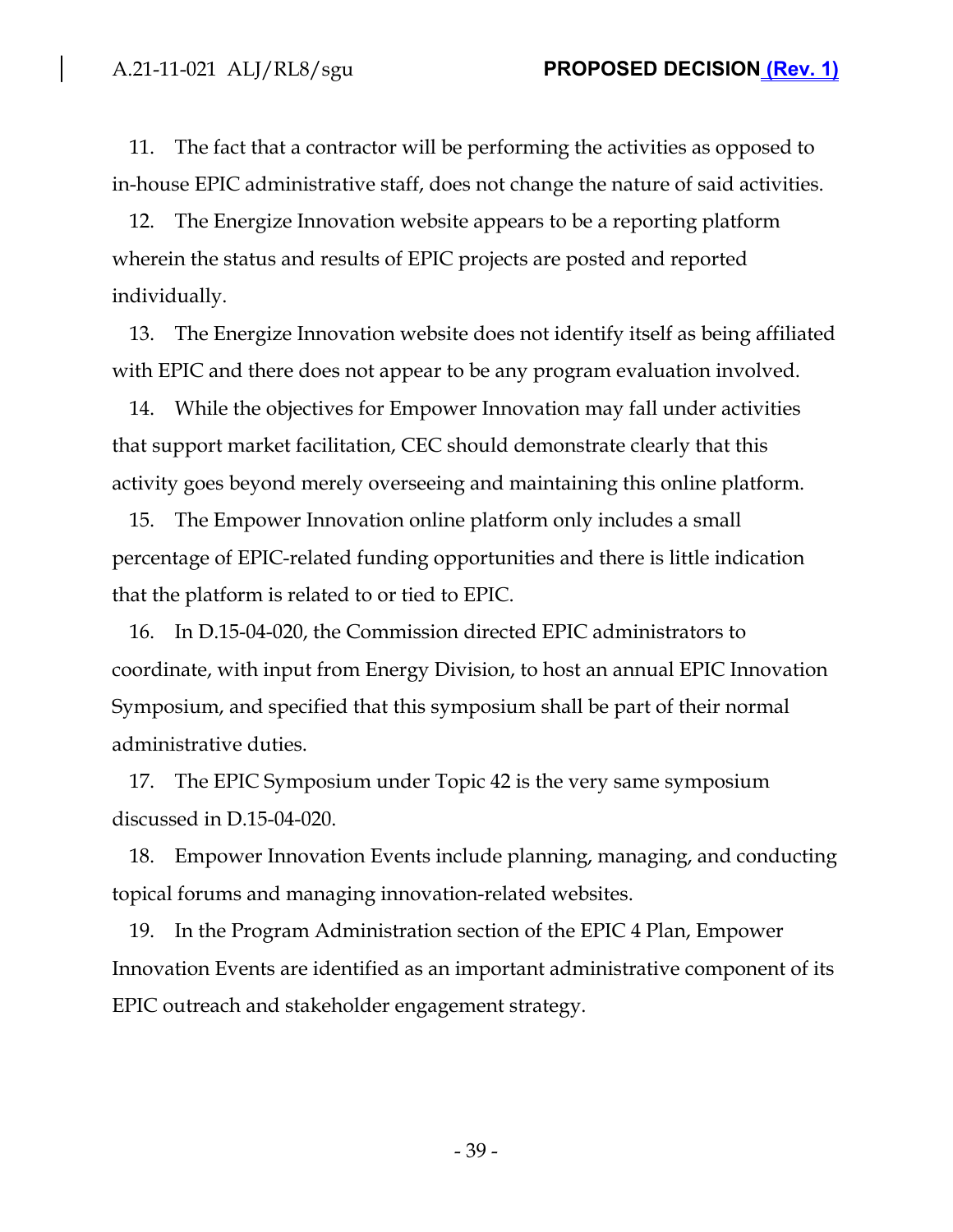11. The fact that a contractor will be performing the activities as opposed to in-house EPIC administrative staff, does not change the nature of said activities.

12. The Energize Innovation website appears to be a reporting platform wherein the status and results of EPIC projects are posted and reported individually.

13. The Energize Innovation website does not identify itself as being affiliated with EPIC and there does not appear to be any program evaluation involved.

14. While the objectives for Empower Innovation may fall under activities that support market facilitation, CEC should demonstrate clearly that this activity goes beyond merely overseeing and maintaining this online platform.

15. The Empower Innovation online platform only includes a small percentage of EPIC-related funding opportunities and there is little indication that the platform is related to or tied to EPIC.

16. In D.15-04-020, the Commission directed EPIC administrators to coordinate, with input from Energy Division, to host an annual EPIC Innovation Symposium, and specified that this symposium shall be part of their normal administrative duties.

17. The EPIC Symposium under Topic 42 is the very same symposium discussed in D.15-04-020.

18. Empower Innovation Events include planning, managing, and conducting topical forums and managing innovation-related websites.

19. In the Program Administration section of the EPIC 4 Plan, Empower Innovation Events are identified as an important administrative component of its EPIC outreach and stakeholder engagement strategy.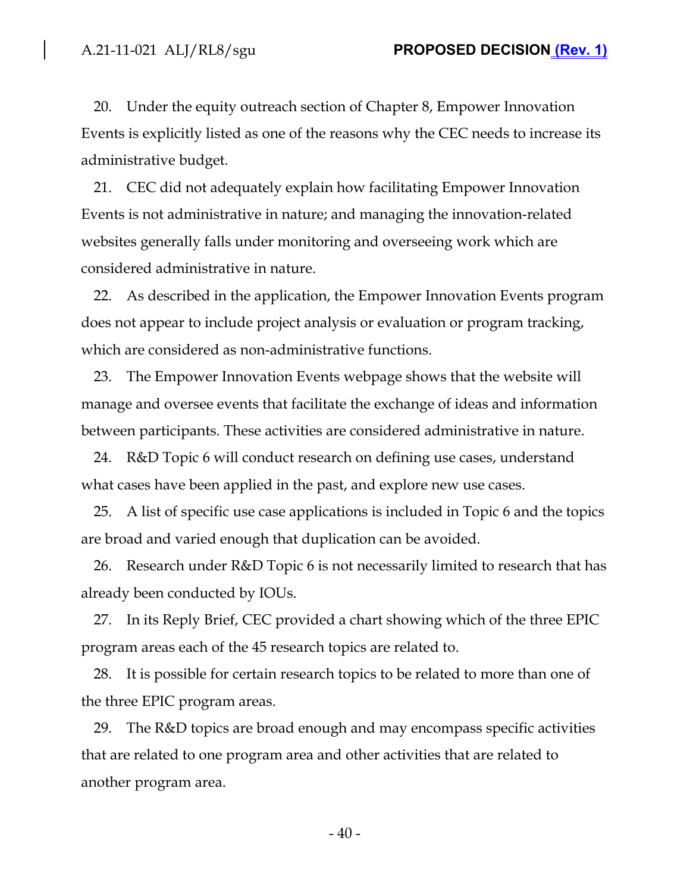20. Under the equity outreach section of Chapter 8, Empower Innovation Events is explicitly listed as one of the reasons why the CEC needs to increase its administrative budget.

21. CEC did not adequately explain how facilitating Empower Innovation Events is not administrative in nature; and managing the innovation-related websites generally falls under monitoring and overseeing work which are considered administrative in nature.

22. As described in the application, the Empower Innovation Events program does not appear to include project analysis or evaluation or program tracking, which are considered as non-administrative functions.

23. The Empower Innovation Events webpage shows that the website will manage and oversee events that facilitate the exchange of ideas and information between participants. These activities are considered administrative in nature.

24. R&D Topic 6 will conduct research on defining use cases, understand what cases have been applied in the past, and explore new use cases.

25. A list of specific use case applications is included in Topic 6 and the topics are broad and varied enough that duplication can be avoided.

26. Research under R&D Topic 6 is not necessarily limited to research that has already been conducted by IOUs.

27. In its Reply Brief, CEC provided a chart showing which of the three EPIC program areas each of the 45 research topics are related to.

28. It is possible for certain research topics to be related to more than one of the three EPIC program areas.

29. The R&D topics are broad enough and may encompass specific activities that are related to one program area and other activities that are related to another program area.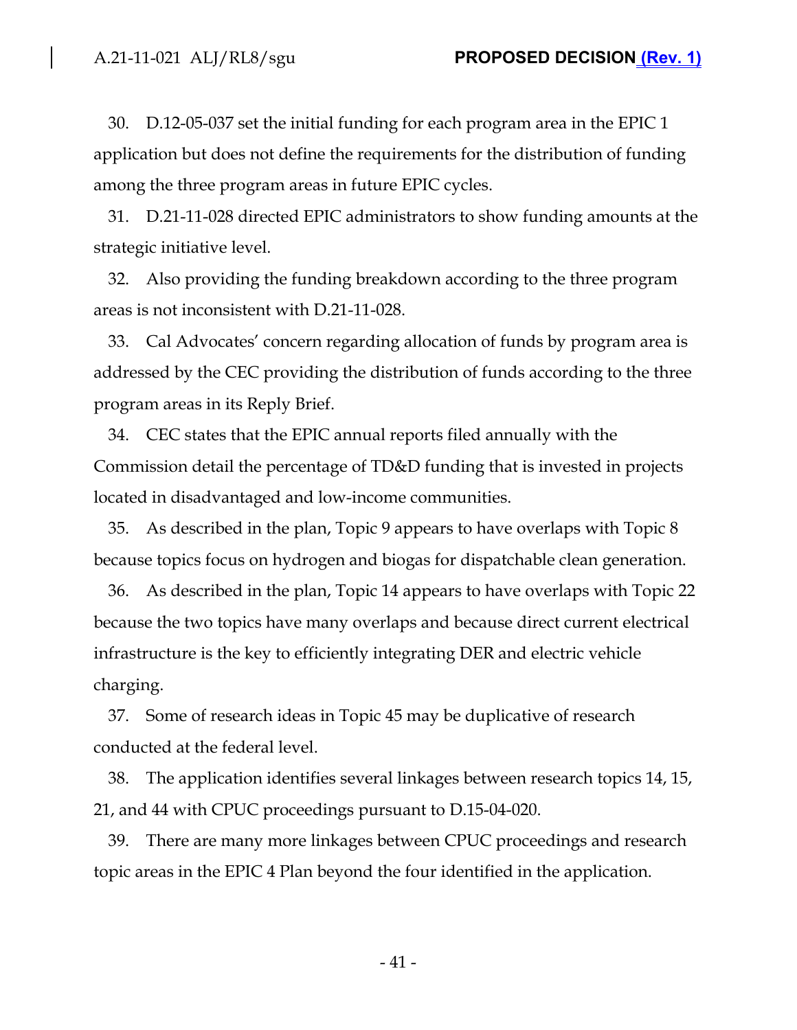30. D.12-05-037 set the initial funding for each program area in the EPIC 1 application but does not define the requirements for the distribution of funding among the three program areas in future EPIC cycles.

31. D.21-11-028 directed EPIC administrators to show funding amounts at the strategic initiative level.

32. Also providing the funding breakdown according to the three program areas is not inconsistent with D.21-11-028.

33. Cal Advocates' concern regarding allocation of funds by program area is addressed by the CEC providing the distribution of funds according to the three program areas in its Reply Brief.

34. CEC states that the EPIC annual reports filed annually with the Commission detail the percentage of TD&D funding that is invested in projects located in disadvantaged and low-income communities.

35. As described in the plan, Topic 9 appears to have overlaps with Topic 8 because topics focus on hydrogen and biogas for dispatchable clean generation.

36. As described in the plan, Topic 14 appears to have overlaps with Topic 22 because the two topics have many overlaps and because direct current electrical infrastructure is the key to efficiently integrating DER and electric vehicle charging.

37. Some of research ideas in Topic 45 may be duplicative of research conducted at the federal level.

38. The application identifies several linkages between research topics 14, 15, 21, and 44 with CPUC proceedings pursuant to D.15-04-020.

39. There are many more linkages between CPUC proceedings and research topic areas in the EPIC 4 Plan beyond the four identified in the application.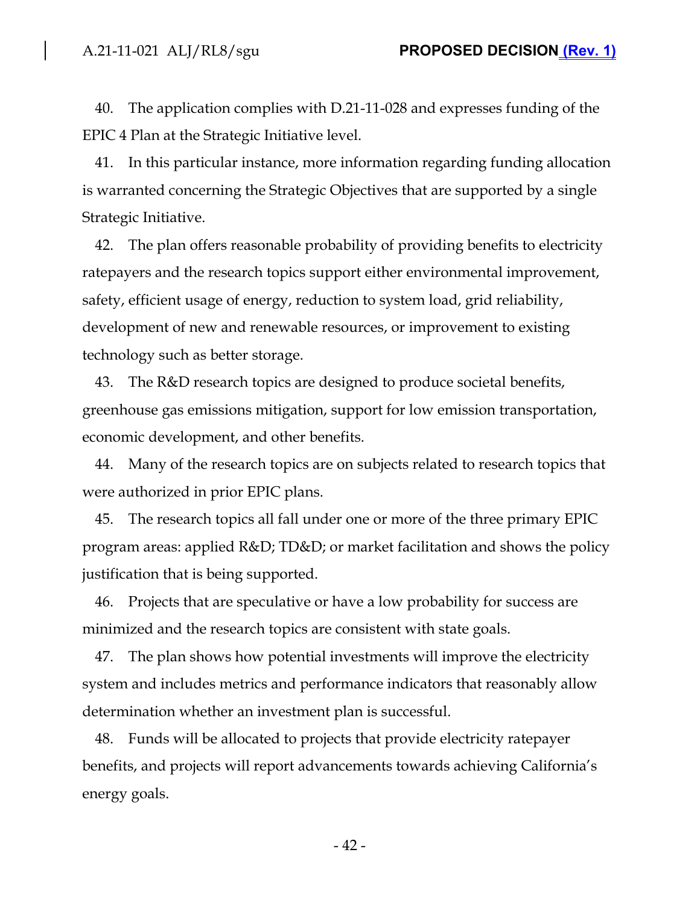40. The application complies with D.21-11-028 and expresses funding of the EPIC 4 Plan at the Strategic Initiative level.

41. In this particular instance, more information regarding funding allocation is warranted concerning the Strategic Objectives that are supported by a single Strategic Initiative.

42. The plan offers reasonable probability of providing benefits to electricity ratepayers and the research topics support either environmental improvement, safety, efficient usage of energy, reduction to system load, grid reliability, development of new and renewable resources, or improvement to existing technology such as better storage.

43. The R&D research topics are designed to produce societal benefits, greenhouse gas emissions mitigation, support for low emission transportation, economic development, and other benefits.

44. Many of the research topics are on subjects related to research topics that were authorized in prior EPIC plans.

45. The research topics all fall under one or more of the three primary EPIC program areas: applied R&D; TD&D; or market facilitation and shows the policy justification that is being supported.

46. Projects that are speculative or have a low probability for success are minimized and the research topics are consistent with state goals.

47. The plan shows how potential investments will improve the electricity system and includes metrics and performance indicators that reasonably allow determination whether an investment plan is successful.

48. Funds will be allocated to projects that provide electricity ratepayer benefits, and projects will report advancements towards achieving California's energy goals.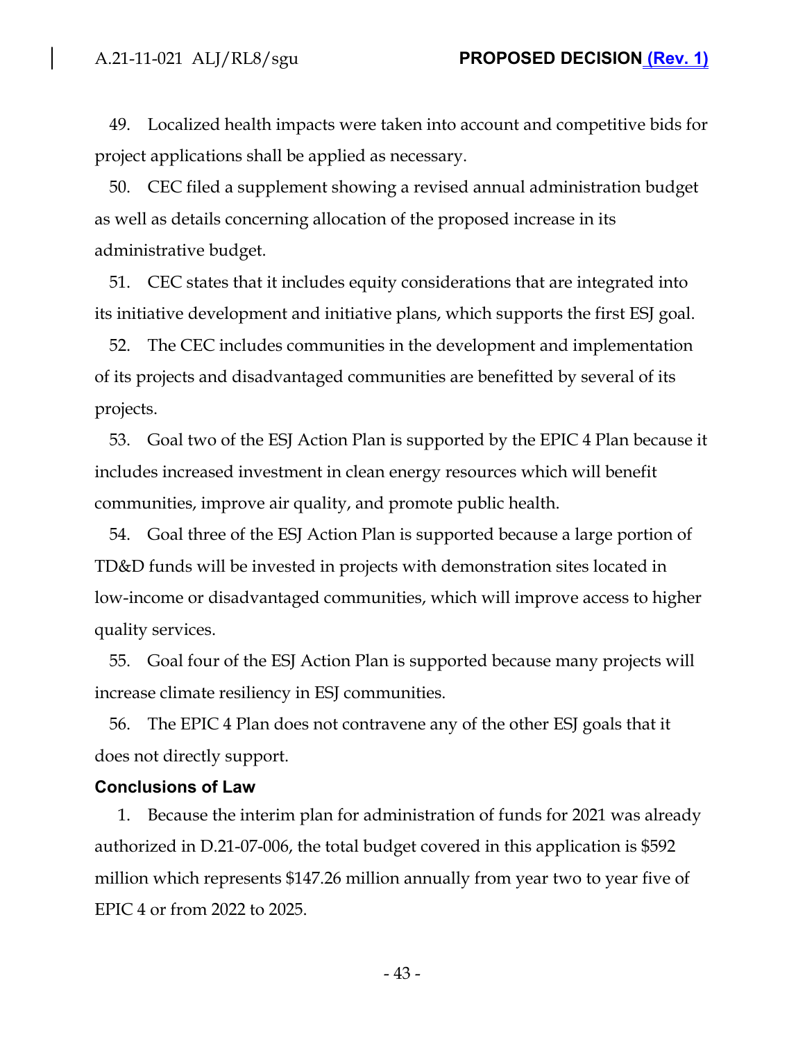49. Localized health impacts were taken into account and competitive bids for project applications shall be applied as necessary.

50. CEC filed a supplement showing a revised annual administration budget as well as details concerning allocation of the proposed increase in its administrative budget.

51. CEC states that it includes equity considerations that are integrated into its initiative development and initiative plans, which supports the first ESJ goal.

52. The CEC includes communities in the development and implementation of its projects and disadvantaged communities are benefitted by several of its projects.

53. Goal two of the ESJ Action Plan is supported by the EPIC 4 Plan because it includes increased investment in clean energy resources which will benefit communities, improve air quality, and promote public health.

54. Goal three of the ESJ Action Plan is supported because a large portion of TD&D funds will be invested in projects with demonstration sites located in low-income or disadvantaged communities, which will improve access to higher quality services.

55. Goal four of the ESJ Action Plan is supported because many projects will increase climate resiliency in ESJ communities.

56. The EPIC 4 Plan does not contravene any of the other ESJ goals that it does not directly support.

### Conclusions of Law

1. Because the interim plan for administration of funds for 2021 was already authorized in D.21-07-006, the total budget covered in this application is $592 million which represents $147.26 million annually from year two to year five of EPIC 4 or from 2022 to 2025.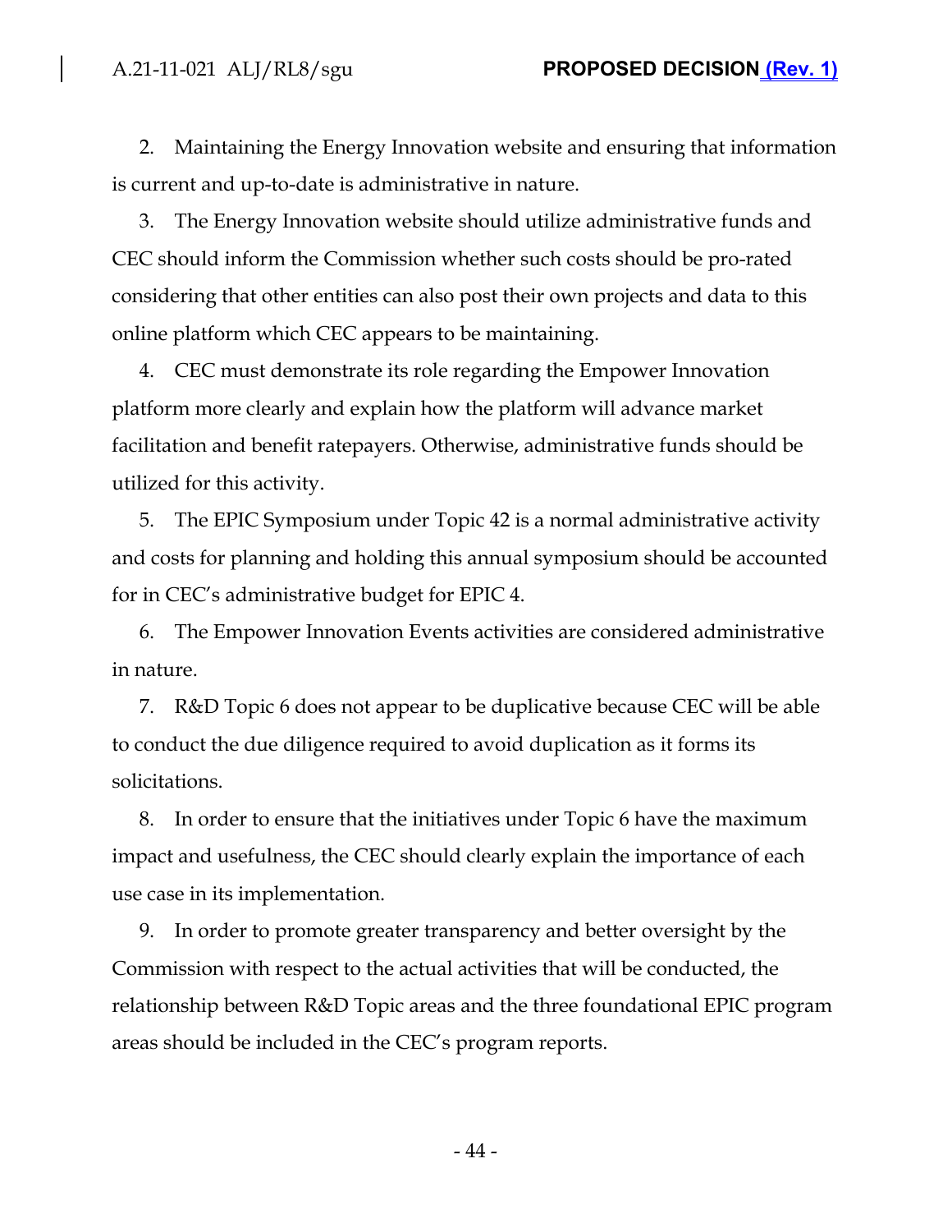2. Maintaining the Energy Innovation website and ensuring that information is current and up-to-date is administrative in nature.

3. The Energy Innovation website should utilize administrative funds and CEC should inform the Commission whether such costs should be pro-rated considering that other entities can also post their own projects and data to this online platform which CEC appears to be maintaining.

4. CEC must demonstrate its role regarding the Empower Innovation platform more clearly and explain how the platform will advance market facilitation and benefit ratepayers. Otherwise, administrative funds should be utilized for this activity.

5. The EPIC Symposium under Topic 42 is a normal administrative activity and costs for planning and holding this annual symposium should be accounted for in CEC's administrative budget for EPIC 4.

6. The Empower Innovation Events activities are considered administrative in nature.

7. R&D Topic 6 does not appear to be duplicative because CEC will be able to conduct the due diligence required to avoid duplication as it forms its solicitations.

8. In order to ensure that the initiatives under Topic 6 have the maximum impact and usefulness, the CEC should clearly explain the importance of each use case in its implementation.

9. In order to promote greater transparency and better oversight by the Commission with respect to the actual activities that will be conducted, the relationship between R&D Topic areas and the three foundational EPIC program areas should be included in the CEC's program reports.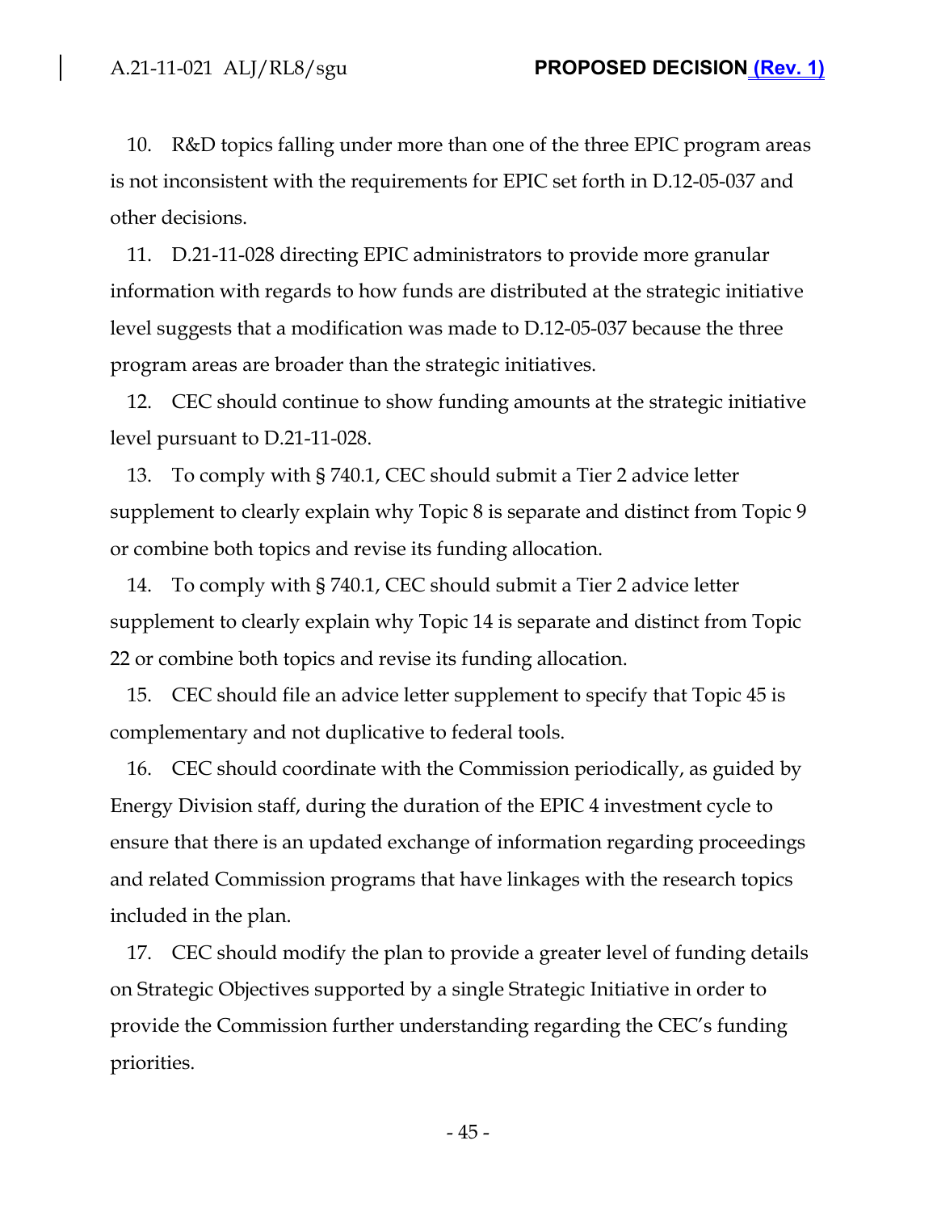10. R&D topics falling under more than one of the three EPIC program areas is not inconsistent with the requirements for EPIC set forth in D.12-05-037 and other decisions.

11. D.21-11-028 directing EPIC administrators to provide more granular information with regards to how funds are distributed at the strategic initiative level suggests that a modification was made to D.12-05-037 because the three program areas are broader than the strategic initiatives.

12. CEC should continue to show funding amounts at the strategic initiative level pursuant to D.21-11-028.

13. To comply with § 740.1, CEC should submit a Tier 2 advice letter supplement to clearly explain why Topic 8 is separate and distinct from Topic 9 or combine both topics and revise its funding allocation.

14. To comply with § 740.1, CEC should submit a Tier 2 advice letter supplement to clearly explain why Topic 14 is separate and distinct from Topic 22 or combine both topics and revise its funding allocation.

15. CEC should file an advice letter supplement to specify that Topic 45 is complementary and not duplicative to federal tools.

16. CEC should coordinate with the Commission periodically, as guided by Energy Division staff, during the duration of the EPIC 4 investment cycle to ensure that there is an updated exchange of information regarding proceedings and related Commission programs that have linkages with the research topics included in the plan.

17. CEC should modify the plan to provide a greater level of funding details on Strategic Objectives supported by a single Strategic Initiative in order to provide the Commission further understanding regarding the CEC's funding priorities.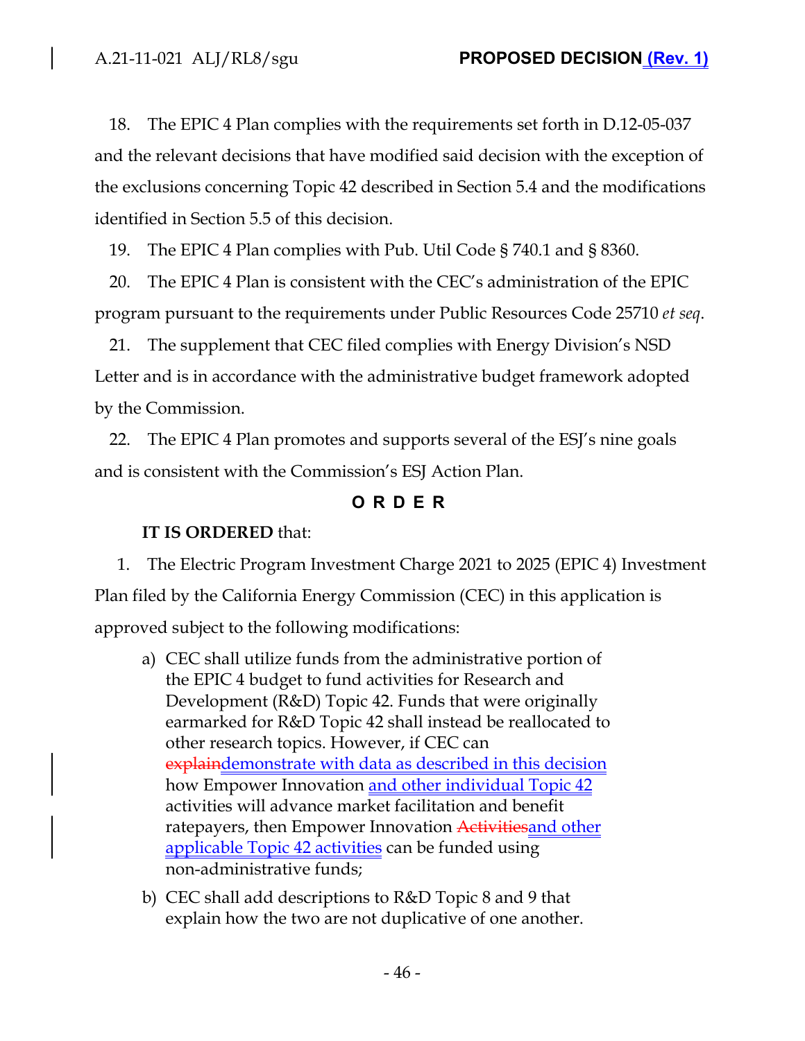18. The EPIC 4 Plan complies with the requirements set forth in D.12-05-037 and the relevant decisions that have modified said decision with the exception of the exclusions concerning Topic 42 described in Section 5.4 and the modifications identified in Section 5.5 of this decision.

19. The EPIC 4 Plan complies with Pub. Util Code § 740.1 and § 8360.

20. The EPIC 4 Plan is consistent with the CEC's administration of the EPIC program pursuant to the requirements under Public Resources Code 25710 *et seq*.

21. The supplement that CEC filed complies with Energy Division's NSD Letter and is in accordance with the administrative budget framework adopted by the Commission.

22. The EPIC 4 Plan promotes and supports several of the ESJ's nine goals and is consistent with the Commission's ESJ Action Plan.

**O R D E R**

**IT IS ORDERED** that:

1. The Electric Program Investment Charge 2021 to 2025 (EPIC 4) Investment Plan filed by the California Energy Commission (CEC) in this application is approved subject to the following modifications:

   a) CEC shall utilize funds from the administrative portion of the EPIC 4 budget to fund activities for Research and Development (R&D) Topic 42. Funds that were originally earmarked for R&D Topic 42 shall instead be reallocated to other research topics. However, if CEC can ~~explain~~demonstrate with data as described in this decision how Empower Innovation and other individual Topic 42 activities will advance market facilitation and benefit ratepayers, then Empower Innovation ~~Activities~~and other applicable Topic 42 activities can be funded using non-administrative funds;

   b) CEC shall add descriptions to R&D Topic 8 and 9 that explain how the two are not duplicative of one another.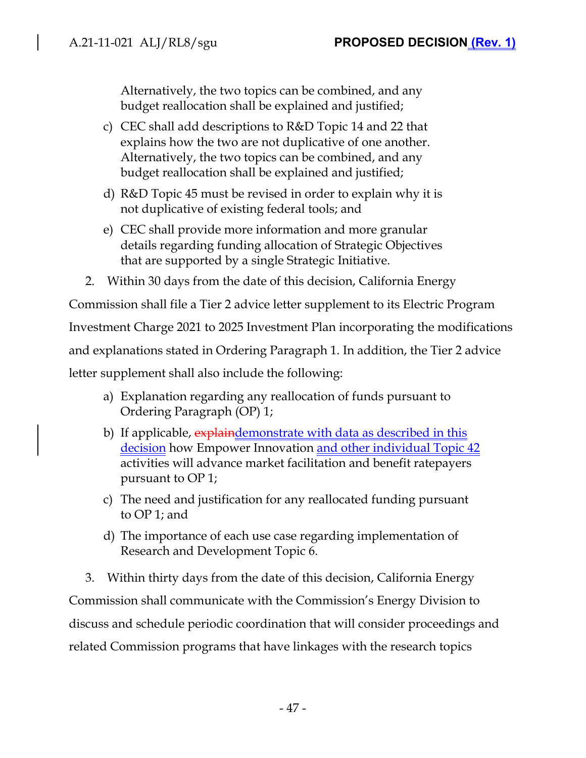Alternatively, the two topics can be combined, and any budget reallocation shall be explained and justified;

c) CEC shall add descriptions to R&D Topic 14 and 22 that explains how the two are not duplicative of one another. Alternatively, the two topics can be combined, and any budget reallocation shall be explained and justified;

d) R&D Topic 45 must be revised in order to explain why it is not duplicative of existing federal tools; and

e) CEC shall provide more information and more granular details regarding funding allocation of Strategic Objectives that are supported by a single Strategic Initiative.

2. Within 30 days from the date of this decision, California Energy Commission shall file a Tier 2 advice letter supplement to its Electric Program Investment Charge 2021 to 2025 Investment Plan incorporating the modifications and explanations stated in Ordering Paragraph 1. In addition, the Tier 2 advice letter supplement shall also include the following:

a) Explanation regarding any reallocation of funds pursuant to Ordering Paragraph (OP) 1;

b) If applicable, ~~explain~~demonstrate with data as described in this decision how Empower Innovation and other individual Topic 42 activities will advance market facilitation and benefit ratepayers pursuant to OP 1;

c) The need and justification for any reallocated funding pursuant to OP 1; and

d) The importance of each use case regarding implementation of Research and Development Topic 6.

3. Within thirty days from the date of this decision, California Energy Commission shall communicate with the Commission's Energy Division to discuss and schedule periodic coordination that will consider proceedings and related Commission programs that have linkages with the research topics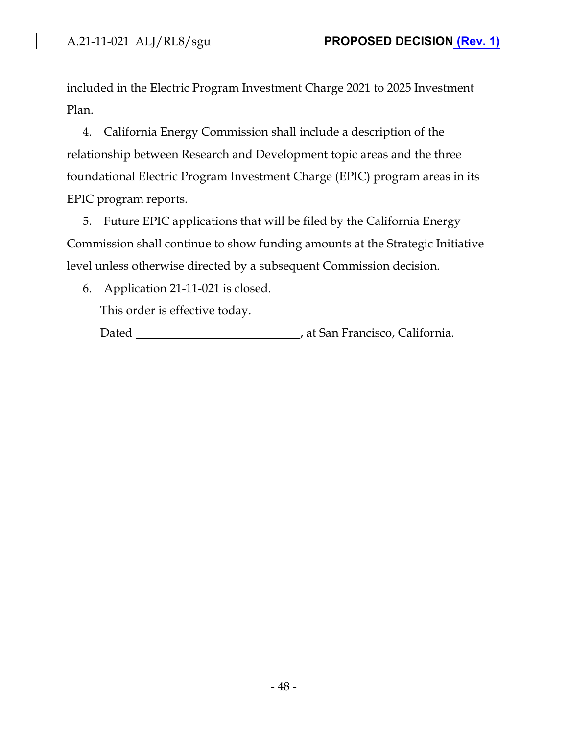included in the Electric Program Investment Charge 2021 to 2025 Investment Plan.

4. California Energy Commission shall include a description of the relationship between Research and Development topic areas and the three foundational Electric Program Investment Charge (EPIC) program areas in its EPIC program reports.

5. Future EPIC applications that will be filed by the California Energy Commission shall continue to show funding amounts at the Strategic Initiative level unless otherwise directed by a subsequent Commission decision.

6. Application 21-11-021 is closed.

This order is effective today.

Dated ____________________________, at San Francisco, California.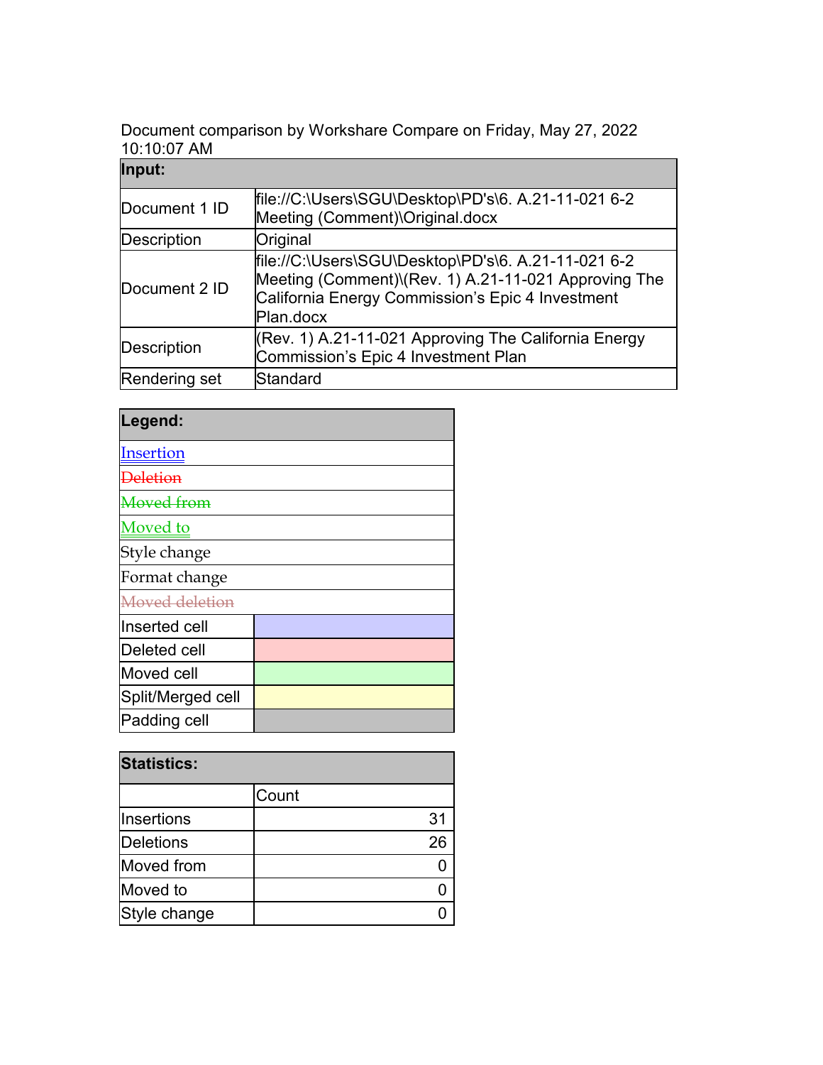Document comparison by Workshare Compare on Friday, May 27, 2022 10:10:07 AM

| Input: | |
|---|---|
| Document 1 ID | file://C:\Users\SGU\Desktop\PD's\6. A.21-11-021 6-2 Meeting (Comment)\Original.docx |
| Description | Original |
| Document 2 ID | file://C:\Users\SGU\Desktop\PD's\6. A.21-11-021 6-2 Meeting (Comment)\(Rev. 1) A.21-11-021 Approving The California Energy Commission's Epic 4 Investment Plan.docx |
| Description | (Rev. 1) A.21-11-021 Approving The California Energy Commission's Epic 4 Investment Plan |
| Rendering set | Standard |

| Legend: | |
|---|---|
| Insertion | |
| ~~Deletion~~ | |
| ~~Moved from~~ | |
| Moved to | |
| Style change | |
| Format change | |
| ~~Moved deletion~~ | |
| Inserted cell | |
| Deleted cell | |
| Moved cell | |
| Split/Merged cell | |
| Padding cell | |

| Statistics: | |
|---|---|
| | Count |
| Insertions | 31 |
| Deletions | 26 |
| Moved from | 0 |
| Moved to | 0 |
| Style change | 0 |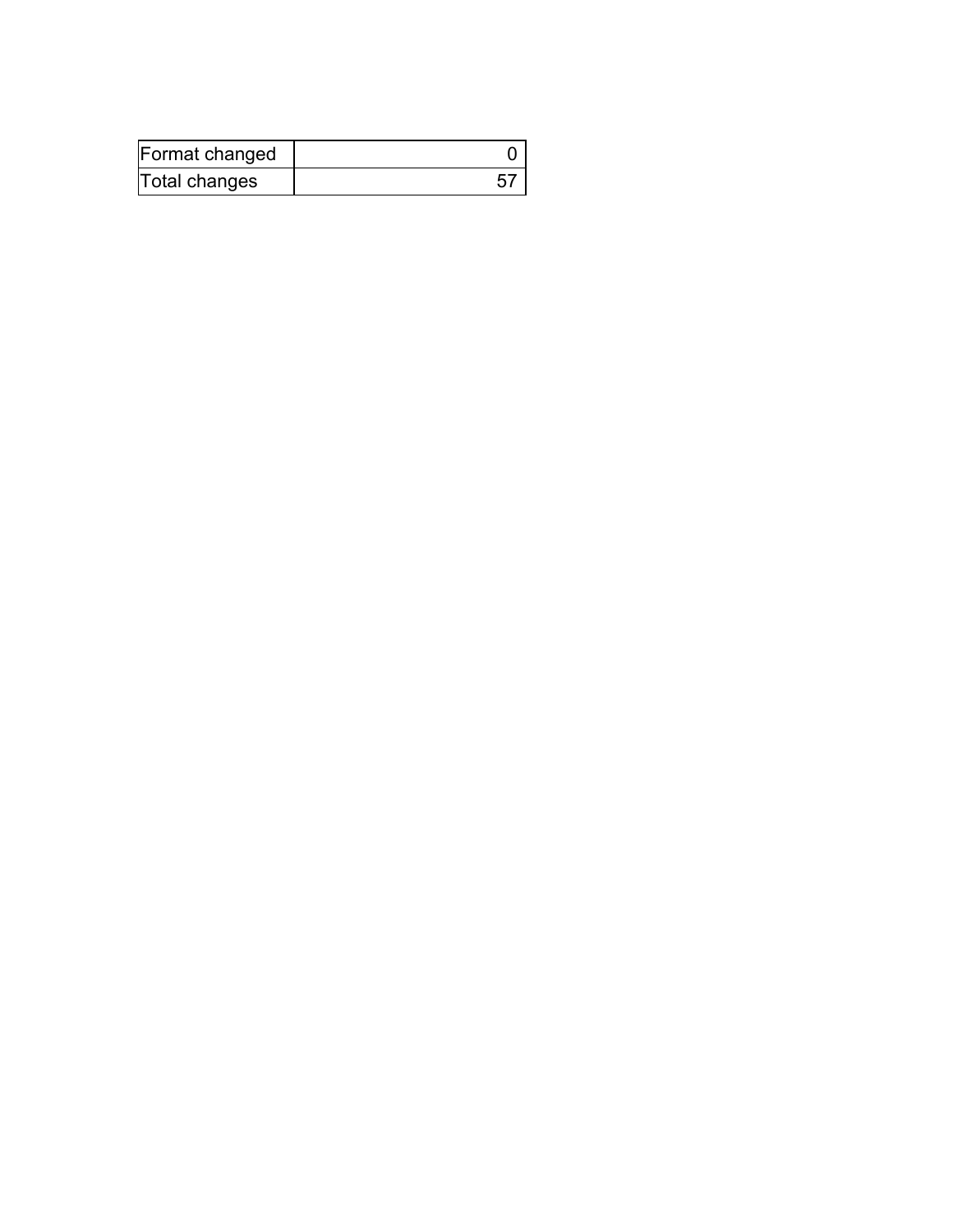| | |
|---|---|
| Format changed | 0 |
| Total changes | 57 |